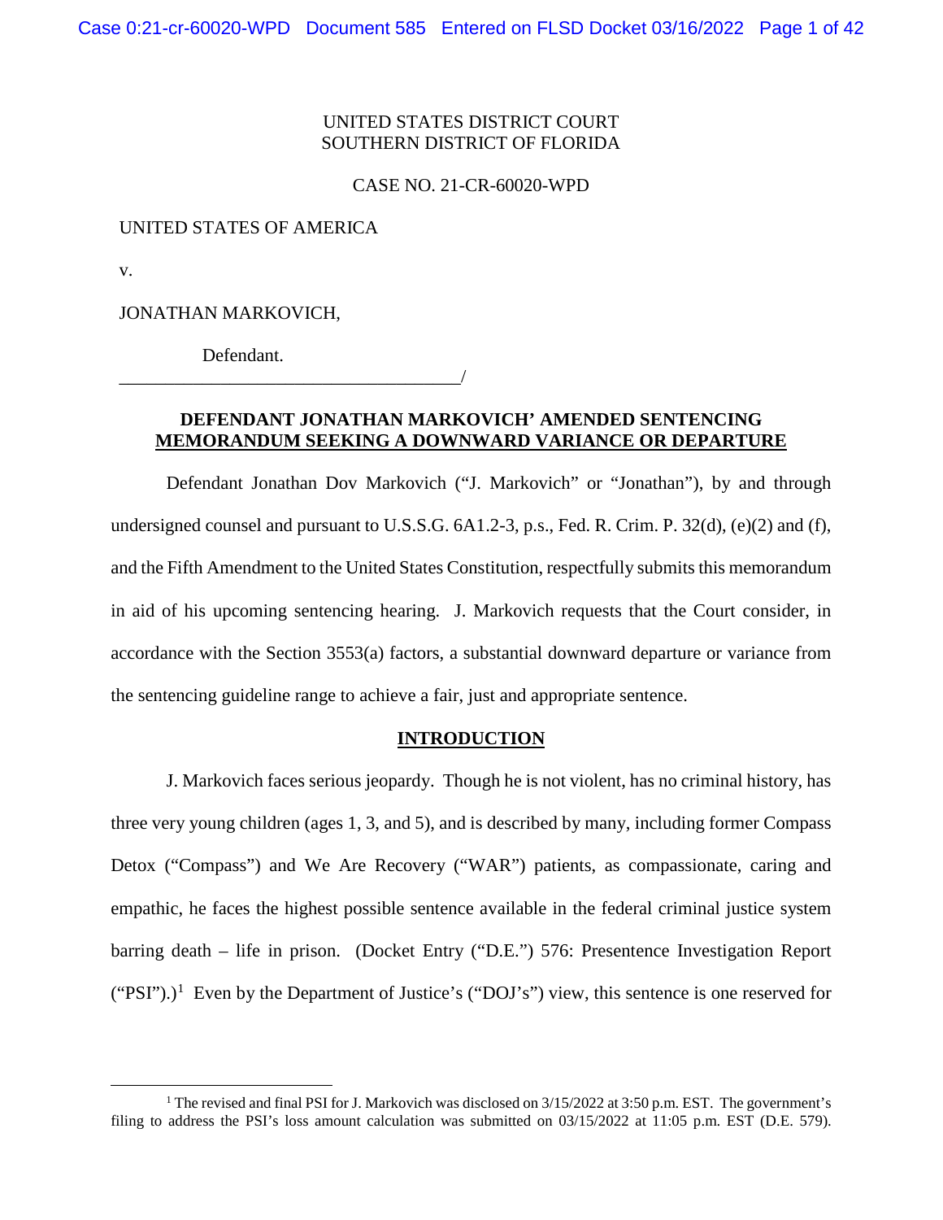UNITED STATES DISTRICT COURT
SOUTHERN DISTRICT OF FLORIDA

CASE NO. 21-CR-60020-WPD

UNITED STATES OF AMERICA

v.

JONATHAN MARKOVICH,

Defendant.
_____________________________________/

**DEFENDANT JONATHAN MARKOVICH' AMENDED SENTENCING MEMORANDUM SEEKING A DOWNWARD VARIANCE OR DEPARTURE**

Defendant Jonathan Dov Markovich ("J. Markovich" or "Jonathan"), by and through undersigned counsel and pursuant to U.S.S.G. 6A1.2-3, p.s., Fed. R. Crim. P. 32(d), (e)(2) and (f), and the Fifth Amendment to the United States Constitution, respectfully submits this memorandum in aid of his upcoming sentencing hearing. J. Markovich requests that the Court consider, in accordance with the Section 3553(a) factors, a substantial downward departure or variance from the sentencing guideline range to achieve a fair, just and appropriate sentence.

## INTRODUCTION

J. Markovich faces serious jeopardy. Though he is not violent, has no criminal history, has three very young children (ages 1, 3, and 5), and is described by many, including former Compass Detox ("Compass") and We Are Recovery ("WAR") patients, as compassionate, caring and empathic, he faces the highest possible sentence available in the federal criminal justice system barring death – life in prison. (Docket Entry ("D.E.") 576: Presentence Investigation Report ("PSI").)[1] Even by the Department of Justice's ("DOJ's") view, this sentence is one reserved for

[1] The revised and final PSI for J. Markovich was disclosed on 3/15/2022 at 3:50 p.m. EST. The government's filing to address the PSI's loss amount calculation was submitted on 03/15/2022 at 11:05 p.m. EST (D.E. 579).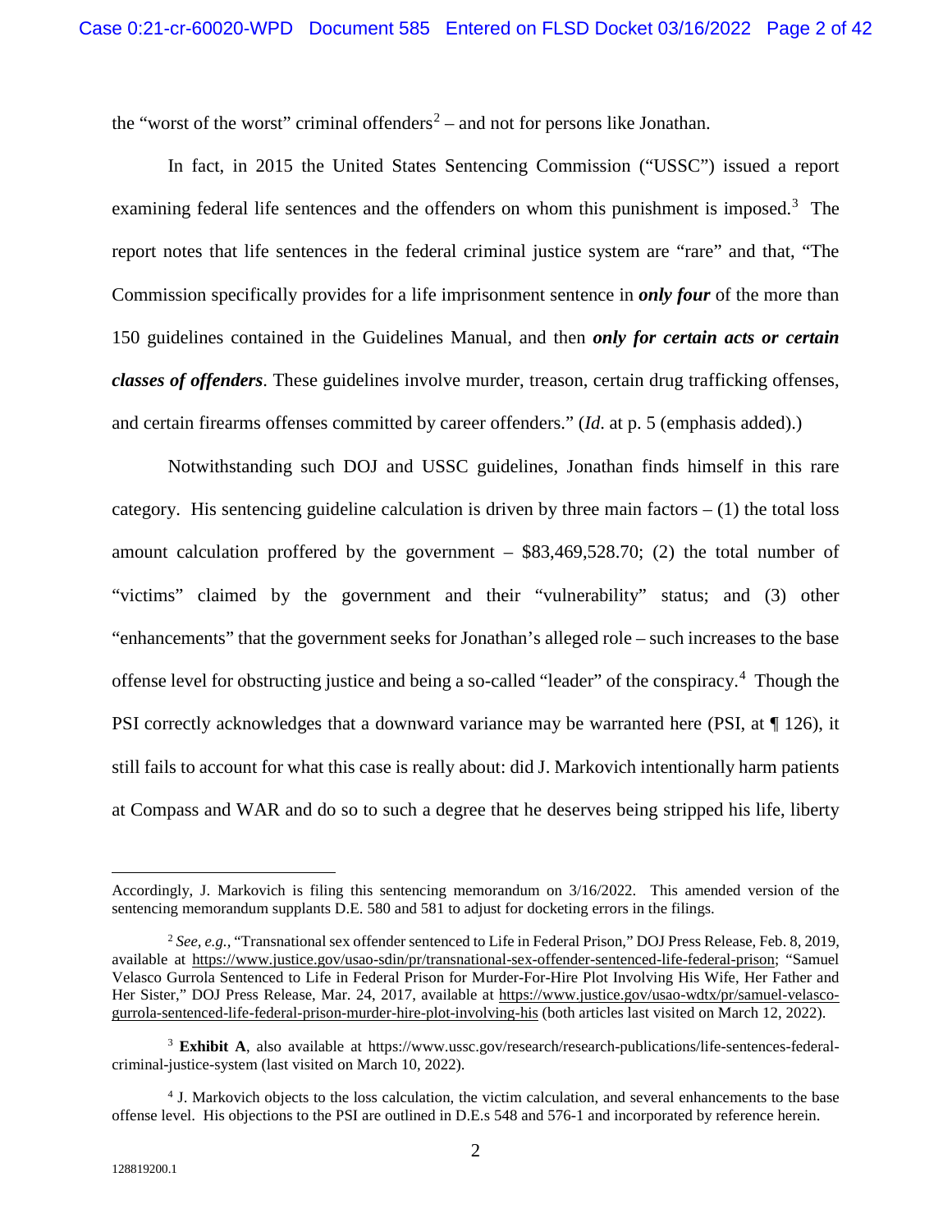the "worst of the worst" criminal offenders[2] – and not for persons like Jonathan.

In fact, in 2015 the United States Sentencing Commission ("USSC") issued a report examining federal life sentences and the offenders on whom this punishment is imposed.[3] The report notes that life sentences in the federal criminal justice system are "rare" and that, "The Commission specifically provides for a life imprisonment sentence in ***only four*** of the more than 150 guidelines contained in the Guidelines Manual, and then ***only for certain acts or certain classes of offenders***. These guidelines involve murder, treason, certain drug trafficking offenses, and certain firearms offenses committed by career offenders." (*Id*. at p. 5 (emphasis added).)

Notwithstanding such DOJ and USSC guidelines, Jonathan finds himself in this rare category. His sentencing guideline calculation is driven by three main factors – (1) the total loss amount calculation proffered by the government – $83,469,528.70; (2) the total number of "victims" claimed by the government and their "vulnerability" status; and (3) other "enhancements" that the government seeks for Jonathan's alleged role – such increases to the base offense level for obstructing justice and being a so-called "leader" of the conspiracy.[4] Though the PSI correctly acknowledges that a downward variance may be warranted here (PSI, at ¶ 126), it still fails to account for what this case is really about: did J. Markovich intentionally harm patients at Compass and WAR and do so to such a degree that he deserves being stripped his life, liberty

---

Accordingly, J. Markovich is filing this sentencing memorandum on 3/16/2022. This amended version of the sentencing memorandum supplants D.E. 580 and 581 to adjust for docketing errors in the filings.

[2] *See, e.g.*, "Transnational sex offender sentenced to Life in Federal Prison," DOJ Press Release, Feb. 8, 2019, available at https://www.justice.gov/usao-sdin/pr/transnational-sex-offender-sentenced-life-federal-prison; "Samuel Velasco Gurrola Sentenced to Life in Federal Prison for Murder-For-Hire Plot Involving His Wife, Her Father and Her Sister," DOJ Press Release, Mar. 24, 2017, available at https://www.justice.gov/usao-wdtx/pr/samuel-velasco-gurrola-sentenced-life-federal-prison-murder-hire-plot-involving-his (both articles last visited on March 12, 2022).

[3] **Exhibit A**, also available at https://www.ussc.gov/research/research-publications/life-sentences-federal-criminal-justice-system (last visited on March 10, 2022).

[4] J. Markovich objects to the loss calculation, the victim calculation, and several enhancements to the base offense level. His objections to the PSI are outlined in D.E.s 548 and 576-1 and incorporated by reference herein.

128819200.1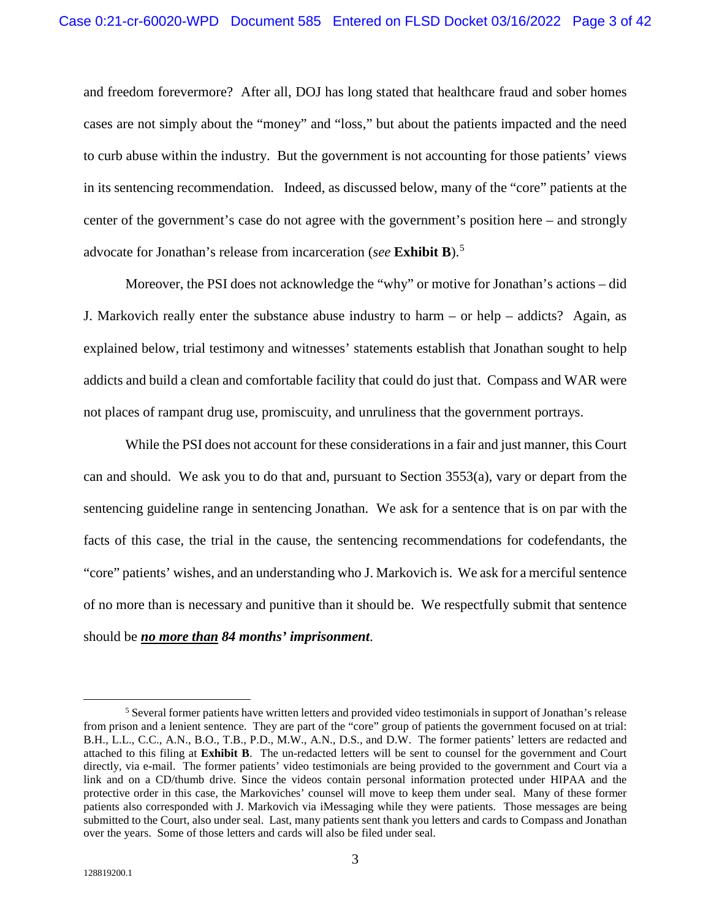and freedom forevermore? After all, DOJ has long stated that healthcare fraud and sober homes cases are not simply about the "money" and "loss," but about the patients impacted and the need to curb abuse within the industry. But the government is not accounting for those patients' views in its sentencing recommendation. Indeed, as discussed below, many of the "core" patients at the center of the government's case do not agree with the government's position here – and strongly advocate for Jonathan's release from incarceration (*see* **Exhibit B**).[5]

Moreover, the PSI does not acknowledge the "why" or motive for Jonathan's actions – did J. Markovich really enter the substance abuse industry to harm – or help – addicts? Again, as explained below, trial testimony and witnesses' statements establish that Jonathan sought to help addicts and build a clean and comfortable facility that could do just that. Compass and WAR were not places of rampant drug use, promiscuity, and unruliness that the government portrays.

While the PSI does not account for these considerations in a fair and just manner, this Court can and should. We ask you to do that and, pursuant to Section 3553(a), vary or depart from the sentencing guideline range in sentencing Jonathan. We ask for a sentence that is on par with the facts of this case, the trial in the cause, the sentencing recommendations for codefendants, the "core" patients' wishes, and an understanding who J. Markovich is. We ask for a merciful sentence of no more than is necessary and punitive than it should be. We respectfully submit that sentence should be ***<u>no more than</u> 84 months' imprisonment***.

---

[5] Several former patients have written letters and provided video testimonials in support of Jonathan's release from prison and a lenient sentence. They are part of the "core" group of patients the government focused on at trial: B.H., L.L., C.C., A.N., B.O., T.B., P.D., M.W., A.N., D.S., and D.W. The former patients' letters are redacted and attached to this filing at **Exhibit B**. The un-redacted letters will be sent to counsel for the government and Court directly, via e-mail. The former patients' video testimonials are being provided to the government and Court via a link and on a CD/thumb drive. Since the videos contain personal information protected under HIPAA and the protective order in this case, the Markoviches' counsel will move to keep them under seal. Many of these former patients also corresponded with J. Markovich via iMessaging while they were patients. Those messages are being submitted to the Court, also under seal. Last, many patients sent thank you letters and cards to Compass and Jonathan over the years. Some of those letters and cards will also be filed under seal.

128819200.1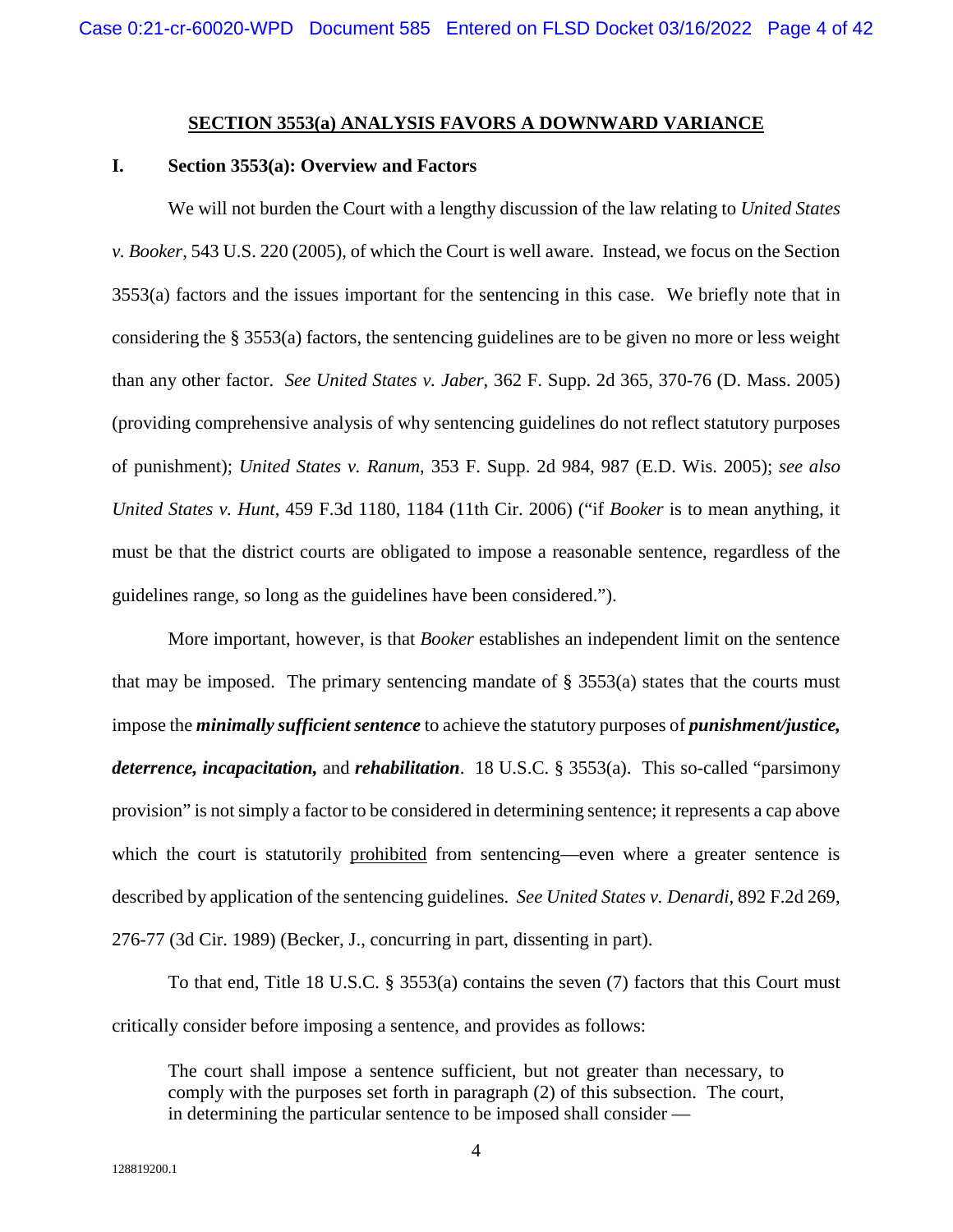## SECTION 3553(a) ANALYSIS FAVORS A DOWNWARD VARIANCE

### I. Section 3553(a): Overview and Factors

We will not burden the Court with a lengthy discussion of the law relating to *United States v. Booker*, 543 U.S. 220 (2005), of which the Court is well aware. Instead, we focus on the Section 3553(a) factors and the issues important for the sentencing in this case. We briefly note that in considering the § 3553(a) factors, the sentencing guidelines are to be given no more or less weight than any other factor. *See United States v. Jaber*, 362 F. Supp. 2d 365, 370-76 (D. Mass. 2005) (providing comprehensive analysis of why sentencing guidelines do not reflect statutory purposes of punishment); *United States v. Ranum*, 353 F. Supp. 2d 984, 987 (E.D. Wis. 2005); *see also United States v. Hunt*, 459 F.3d 1180, 1184 (11th Cir. 2006) ("if *Booker* is to mean anything, it must be that the district courts are obligated to impose a reasonable sentence, regardless of the guidelines range, so long as the guidelines have been considered.").

More important, however, is that *Booker* establishes an independent limit on the sentence that may be imposed. The primary sentencing mandate of § 3553(a) states that the courts must impose the ***minimally sufficient sentence*** to achieve the statutory purposes of ***punishment/justice, deterrence, incapacitation,*** and ***rehabilitation***. 18 U.S.C. § 3553(a). This so-called "parsimony provision" is not simply a factor to be considered in determining sentence; it represents a cap above which the court is statutorily <u>prohibited</u> from sentencing—even where a greater sentence is described by application of the sentencing guidelines. *See United States v. Denardi*, 892 F.2d 269, 276-77 (3d Cir. 1989) (Becker, J., concurring in part, dissenting in part).

To that end, Title 18 U.S.C. § 3553(a) contains the seven (7) factors that this Court must critically consider before imposing a sentence, and provides as follows:

> The court shall impose a sentence sufficient, but not greater than necessary, to comply with the purposes set forth in paragraph (2) of this subsection. The court, in determining the particular sentence to be imposed shall consider —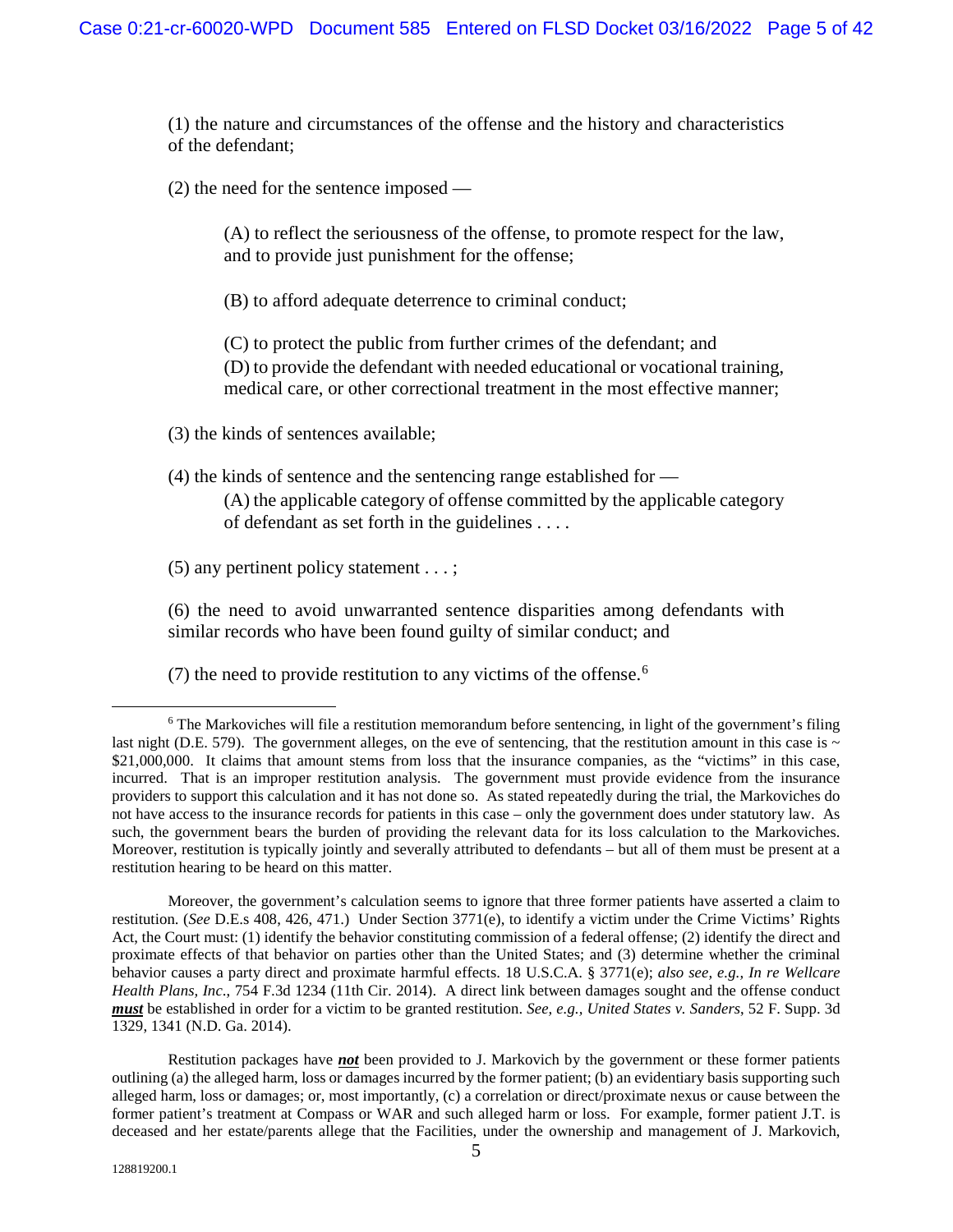(1) the nature and circumstances of the offense and the history and characteristics of the defendant;

(2) the need for the sentence imposed —

> (A) to reflect the seriousness of the offense, to promote respect for the law, and to provide just punishment for the offense;
>
> (B) to afford adequate deterrence to criminal conduct;
>
> (C) to protect the public from further crimes of the defendant; and
> (D) to provide the defendant with needed educational or vocational training, medical care, or other correctional treatment in the most effective manner;

(3) the kinds of sentences available;

(4) the kinds of sentence and the sentencing range established for —
> (A) the applicable category of offense committed by the applicable category of defendant as set forth in the guidelines . . . .

(5) any pertinent policy statement . . . ;

(6) the need to avoid unwarranted sentence disparities among defendants with similar records who have been found guilty of similar conduct; and

(7) the need to provide restitution to any victims of the offense.[6]

---

[6] The Markoviches will file a restitution memorandum before sentencing, in light of the government's filing last night (D.E. 579). The government alleges, on the eve of sentencing, that the restitution amount in this case is ~ $21,000,000. It claims that amount stems from loss that the insurance companies, as the "victims" in this case, incurred. That is an improper restitution analysis. The government must provide evidence from the insurance providers to support this calculation and it has not done so. As stated repeatedly during the trial, the Markoviches do not have access to the insurance records for patients in this case – only the government does under statutory law. As such, the government bears the burden of providing the relevant data for its loss calculation to the Markoviches. Moreover, restitution is typically jointly and severally attributed to defendants – but all of them must be present at a restitution hearing to be heard on this matter.

Moreover, the government's calculation seems to ignore that three former patients have asserted a claim to restitution. (*See* D.E.s 408, 426, 471.) Under Section 3771(e), to identify a victim under the Crime Victims' Rights Act, the Court must: (1) identify the behavior constituting commission of a federal offense; (2) identify the direct and proximate effects of that behavior on parties other than the United States; and (3) determine whether the criminal behavior causes a party direct and proximate harmful effects. 18 U.S.C.A. § 3771(e); *also see, e.g., In re Wellcare Health Plans, Inc*., 754 F.3d 1234 (11th Cir. 2014). A direct link between damages sought and the offense conduct ***must*** be established in order for a victim to be granted restitution. *See, e.g., United States v. Sanders*, 52 F. Supp. 3d 1329, 1341 (N.D. Ga. 2014).

Restitution packages have ***not*** been provided to J. Markovich by the government or these former patients outlining (a) the alleged harm, loss or damages incurred by the former patient; (b) an evidentiary basis supporting such alleged harm, loss or damages; or, most importantly, (c) a correlation or direct/proximate nexus or cause between the former patient's treatment at Compass or WAR and such alleged harm or loss. For example, former patient J.T. is deceased and her estate/parents allege that the Facilities, under the ownership and management of J. Markovich,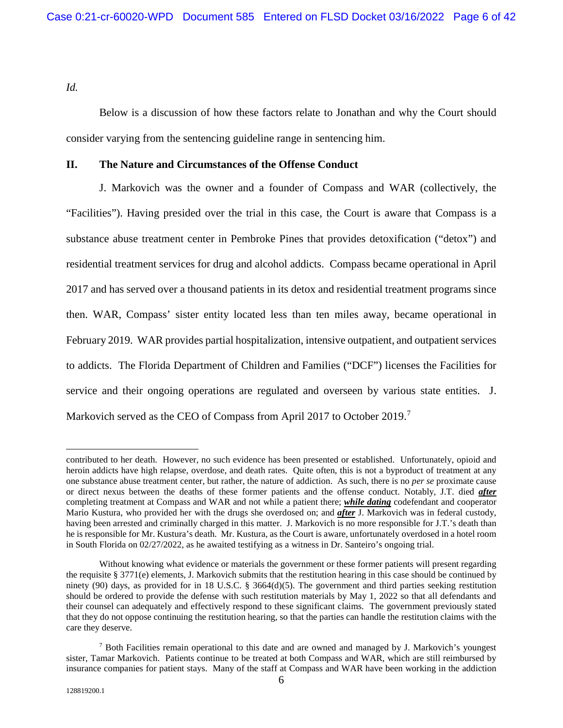*Id.*

Below is a discussion of how these factors relate to Jonathan and why the Court should consider varying from the sentencing guideline range in sentencing him.

## II. The Nature and Circumstances of the Offense Conduct

J. Markovich was the owner and a founder of Compass and WAR (collectively, the "Facilities"). Having presided over the trial in this case, the Court is aware that Compass is a substance abuse treatment center in Pembroke Pines that provides detoxification ("detox") and residential treatment services for drug and alcohol addicts. Compass became operational in April 2017 and has served over a thousand patients in its detox and residential treatment programs since then. WAR, Compass' sister entity located less than ten miles away, became operational in February 2019. WAR provides partial hospitalization, intensive outpatient, and outpatient services to addicts. The Florida Department of Children and Families ("DCF") licenses the Facilities for service and their ongoing operations are regulated and overseen by various state entities. J. Markovich served as the CEO of Compass from April 2017 to October 2019.[7]

---

contributed to her death. However, no such evidence has been presented or established. Unfortunately, opioid and heroin addicts have high relapse, overdose, and death rates. Quite often, this is not a byproduct of treatment at any one substance abuse treatment center, but rather, the nature of addiction. As such, there is no *per se* proximate cause or direct nexus between the deaths of these former patients and the offense conduct. Notably, J.T. died ***after*** completing treatment at Compass and WAR and not while a patient there; ***while dating*** codefendant and cooperator Mario Kustura, who provided her with the drugs she overdosed on; and ***after*** J. Markovich was in federal custody, having been arrested and criminally charged in this matter. J. Markovich is no more responsible for J.T.'s death than he is responsible for Mr. Kustura's death. Mr. Kustura, as the Court is aware, unfortunately overdosed in a hotel room in South Florida on 02/27/2022, as he awaited testifying as a witness in Dr. Santeiro's ongoing trial.

Without knowing what evidence or materials the government or these former patients will present regarding the requisite § 3771(e) elements, J. Markovich submits that the restitution hearing in this case should be continued by ninety (90) days, as provided for in 18 U.S.C. § 3664(d)(5). The government and third parties seeking restitution should be ordered to provide the defense with such restitution materials by May 1, 2022 so that all defendants and their counsel can adequately and effectively respond to these significant claims. The government previously stated that they do not oppose continuing the restitution hearing, so that the parties can handle the restitution claims with the care they deserve.

[7] Both Facilities remain operational to this date and are owned and managed by J. Markovich's youngest sister, Tamar Markovich. Patients continue to be treated at both Compass and WAR, which are still reimbursed by insurance companies for patient stays. Many of the staff at Compass and WAR have been working in the addiction

128819200.1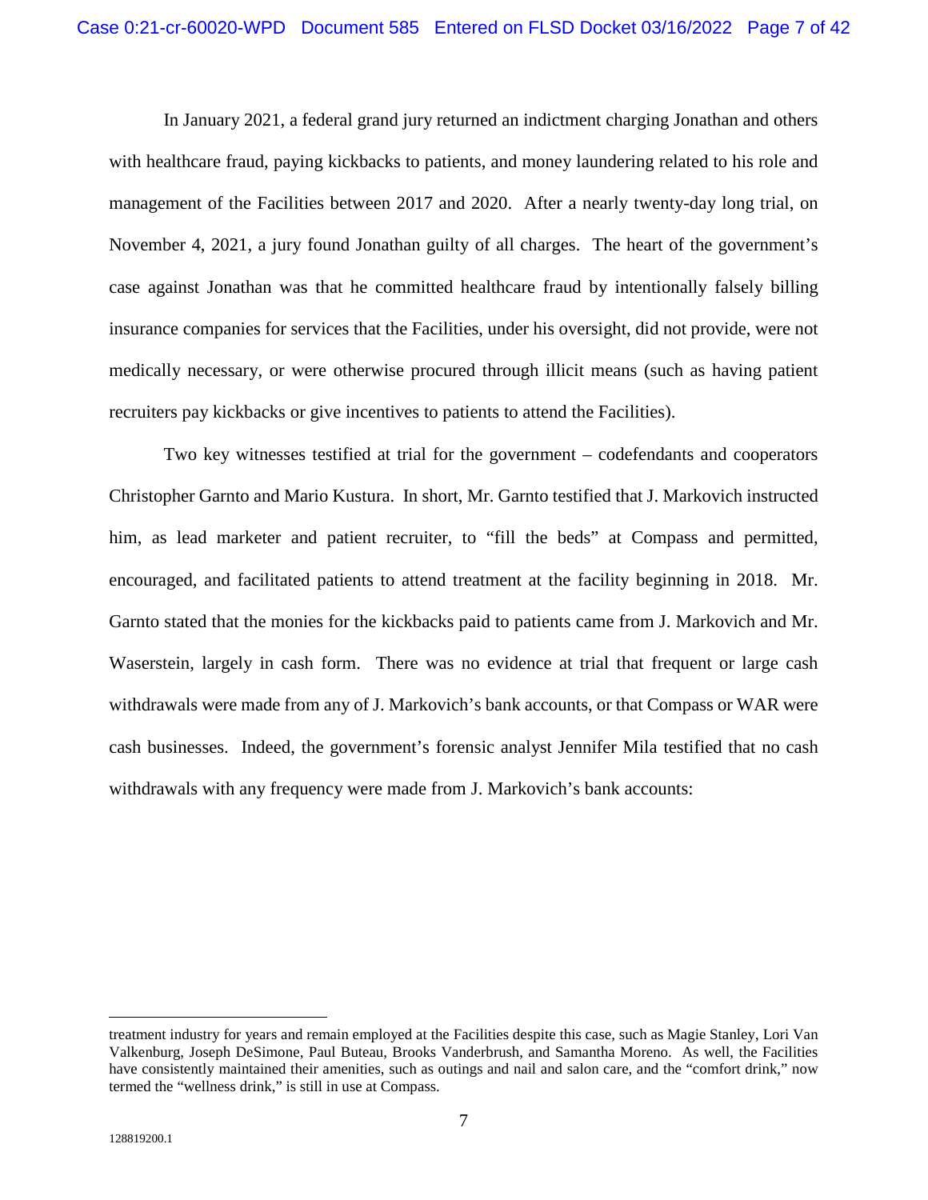In January 2021, a federal grand jury returned an indictment charging Jonathan and others with healthcare fraud, paying kickbacks to patients, and money laundering related to his role and management of the Facilities between 2017 and 2020. After a nearly twenty-day long trial, on November 4, 2021, a jury found Jonathan guilty of all charges. The heart of the government's case against Jonathan was that he committed healthcare fraud by intentionally falsely billing insurance companies for services that the Facilities, under his oversight, did not provide, were not medically necessary, or were otherwise procured through illicit means (such as having patient recruiters pay kickbacks or give incentives to patients to attend the Facilities).

Two key witnesses testified at trial for the government – codefendants and cooperators Christopher Garnto and Mario Kustura. In short, Mr. Garnto testified that J. Markovich instructed him, as lead marketer and patient recruiter, to "fill the beds" at Compass and permitted, encouraged, and facilitated patients to attend treatment at the facility beginning in 2018. Mr. Garnto stated that the monies for the kickbacks paid to patients came from J. Markovich and Mr. Waserstein, largely in cash form. There was no evidence at trial that frequent or large cash withdrawals were made from any of J. Markovich's bank accounts, or that Compass or WAR were cash businesses. Indeed, the government's forensic analyst Jennifer Mila testified that no cash withdrawals with any frequency were made from J. Markovich's bank accounts:

---

treatment industry for years and remain employed at the Facilities despite this case, such as Magie Stanley, Lori Van Valkenburg, Joseph DeSimone, Paul Buteau, Brooks Vanderbrush, and Samantha Moreno. As well, the Facilities have consistently maintained their amenities, such as outings and nail and salon care, and the "comfort drink," now termed the "wellness drink," is still in use at Compass.

128819200.1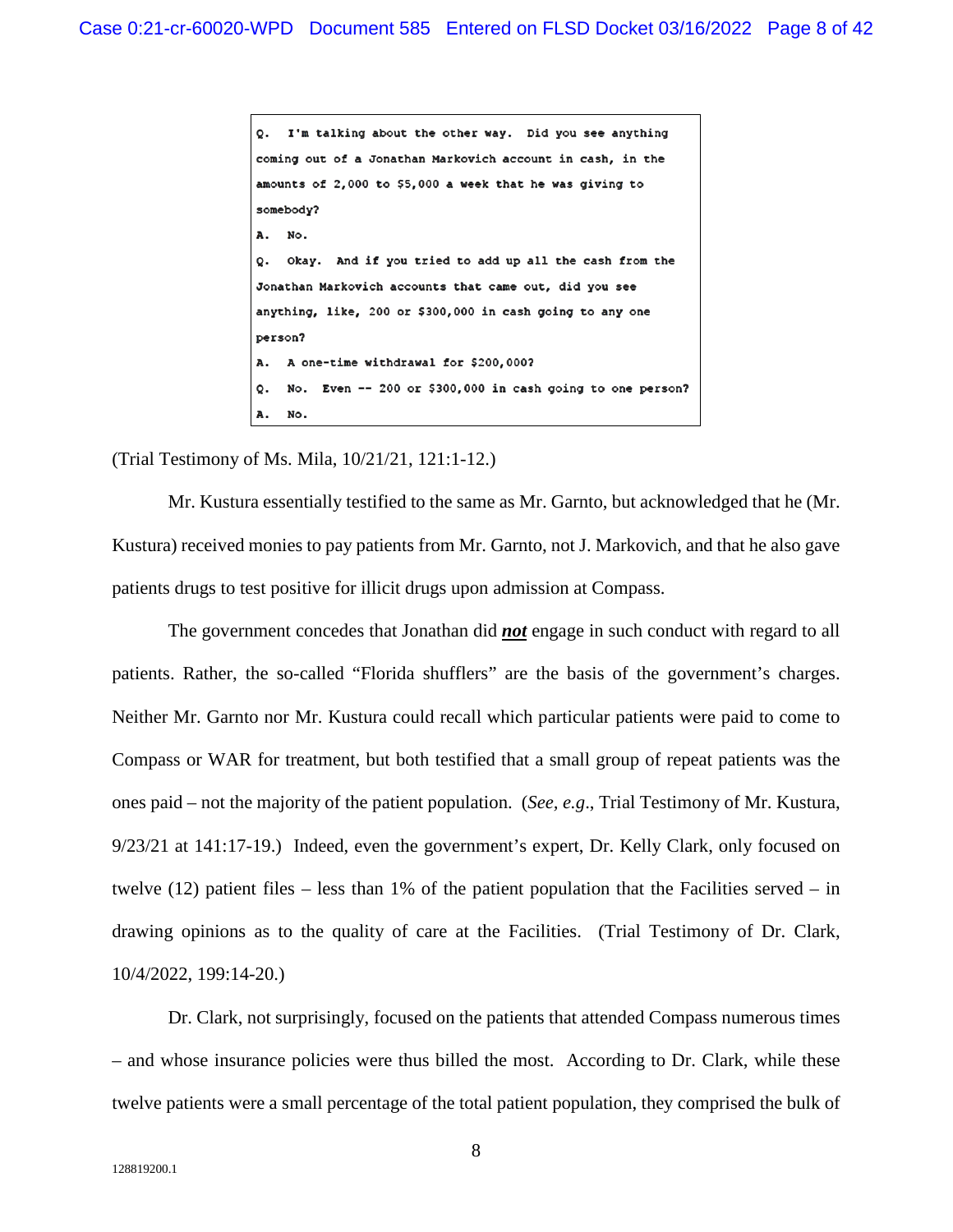```
Q.  I'm talking about the other way.  Did you see anything
coming out of a Jonathan Markovich account in cash, in the
amounts of 2,000 to $5,000 a week that he was giving to
somebody?
A.  No.
Q.  Okay.  And if you tried to add up all the cash from the
Jonathan Markovich accounts that came out, did you see
anything, like, 200 or $300,000 in cash going to any one
person?
A.  A one-time withdrawal for $200,000?
Q.  No.  Even -- 200 or $300,000 in cash going to one person?
A.  No.
```

(Trial Testimony of Ms. Mila, 10/21/21, 121:1-12.)

Mr. Kustura essentially testified to the same as Mr. Garnto, but acknowledged that he (Mr. Kustura) received monies to pay patients from Mr. Garnto, not J. Markovich, and that he also gave patients drugs to test positive for illicit drugs upon admission at Compass.

The government concedes that Jonathan did ***not*** engage in such conduct with regard to all patients. Rather, the so-called "Florida shufflers" are the basis of the government's charges. Neither Mr. Garnto nor Mr. Kustura could recall which particular patients were paid to come to Compass or WAR for treatment, but both testified that a small group of repeat patients was the ones paid – not the majority of the patient population. (*See, e.g.*, Trial Testimony of Mr. Kustura, 9/23/21 at 141:17-19.) Indeed, even the government's expert, Dr. Kelly Clark, only focused on twelve (12) patient files – less than 1% of the patient population that the Facilities served – in drawing opinions as to the quality of care at the Facilities. (Trial Testimony of Dr. Clark, 10/4/2022, 199:14-20.)

Dr. Clark, not surprisingly, focused on the patients that attended Compass numerous times – and whose insurance policies were thus billed the most. According to Dr. Clark, while these twelve patients were a small percentage of the total patient population, they comprised the bulk of

128819200.1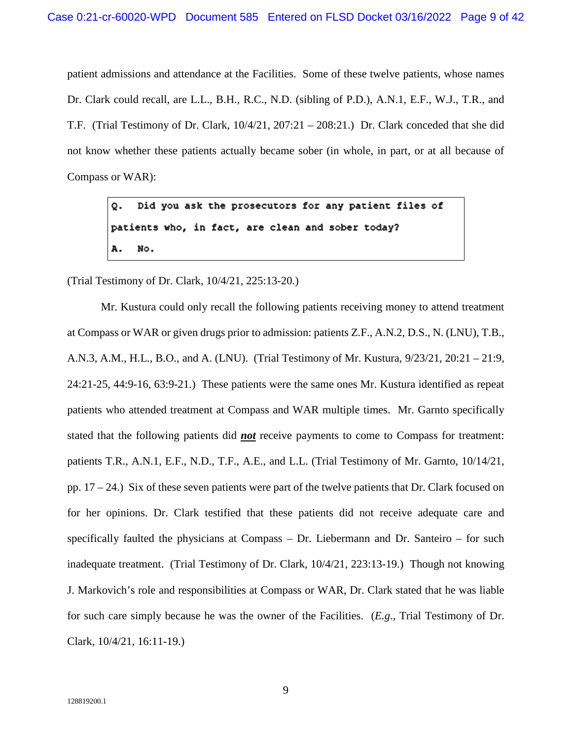patient admissions and attendance at the Facilities. Some of these twelve patients, whose names Dr. Clark could recall, are L.L., B.H., R.C., N.D. (sibling of P.D.), A.N.1, E.F., W.J., T.R., and T.F. (Trial Testimony of Dr. Clark, 10/4/21, 207:21 – 208:21.) Dr. Clark conceded that she did not know whether these patients actually became sober (in whole, in part, or at all because of Compass or WAR):

> **Q. Did you ask the prosecutors for any patient files of patients who, in fact, are clean and sober today?**
>
> **A. No.**

(Trial Testimony of Dr. Clark, 10/4/21, 225:13-20.)

Mr. Kustura could only recall the following patients receiving money to attend treatment at Compass or WAR or given drugs prior to admission: patients Z.F., A.N.2, D.S., N. (LNU), T.B., A.N.3, A.M., H.L., B.O., and A. (LNU). (Trial Testimony of Mr. Kustura, 9/23/21, 20:21 – 21:9, 24:21-25, 44:9-16, 63:9-21.) These patients were the same ones Mr. Kustura identified as repeat patients who attended treatment at Compass and WAR multiple times. Mr. Garnto specifically stated that the following patients did ***not*** receive payments to come to Compass for treatment: patients T.R., A.N.1, E.F., N.D., T.F., A.E., and L.L. (Trial Testimony of Mr. Garnto, 10/14/21, pp. 17 – 24.) Six of these seven patients were part of the twelve patients that Dr. Clark focused on for her opinions. Dr. Clark testified that these patients did not receive adequate care and specifically faulted the physicians at Compass – Dr. Liebermann and Dr. Santeiro – for such inadequate treatment. (Trial Testimony of Dr. Clark, 10/4/21, 223:13-19.) Though not knowing J. Markovich's role and responsibilities at Compass or WAR, Dr. Clark stated that he was liable for such care simply because he was the owner of the Facilities. (*E.g.*, Trial Testimony of Dr. Clark, 10/4/21, 16:11-19.)

128819200.1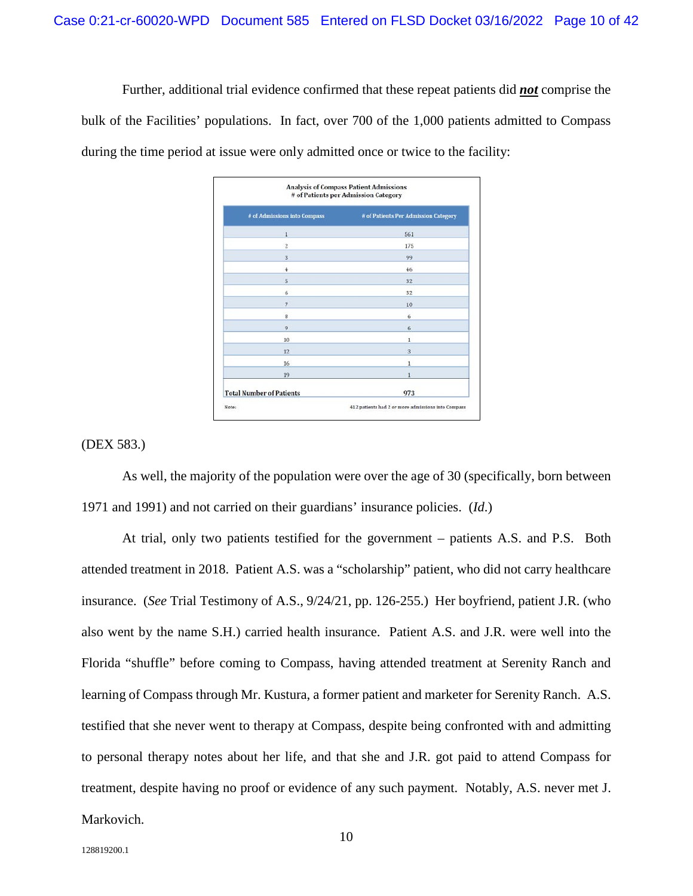Further, additional trial evidence confirmed that these repeat patients did ***not*** comprise the bulk of the Facilities' populations. In fact, over 700 of the 1,000 patients admitted to Compass during the time period at issue were only admitted once or twice to the facility:

**Analysis of Compass Patient Admissions**
**# of Patients per Admission Category**

| # of Admissions into Compass | # of Patients Per Admission Category |
|---|---|
| 1 | 561 |
| 2 | 175 |
| 3 | 99 |
| 4 | 46 |
| 5 | 32 |
| 6 | 32 |
| 7 | 10 |
| 8 | 6 |
| 9 | 6 |
| 10 | 1 |
| 12 | 3 |
| 16 | 1 |
| 19 | 1 |
| **Total Number of Patients** | 973 |
| Note: | 412 patients had 2 or more admissions into Compass |

(DEX 583.)

As well, the majority of the population were over the age of 30 (specifically, born between 1971 and 1991) and not carried on their guardians' insurance policies. (*Id.*)

At trial, only two patients testified for the government – patients A.S. and P.S. Both attended treatment in 2018. Patient A.S. was a "scholarship" patient, who did not carry healthcare insurance. (*See* Trial Testimony of A.S., 9/24/21, pp. 126-255.) Her boyfriend, patient J.R. (who also went by the name S.H.) carried health insurance. Patient A.S. and J.R. were well into the Florida "shuffle" before coming to Compass, having attended treatment at Serenity Ranch and learning of Compass through Mr. Kustura, a former patient and marketer for Serenity Ranch. A.S. testified that she never went to therapy at Compass, despite being confronted with and admitting to personal therapy notes about her life, and that she and J.R. got paid to attend Compass for treatment, despite having no proof or evidence of any such payment. Notably, A.S. never met J. Markovich.

128819200.1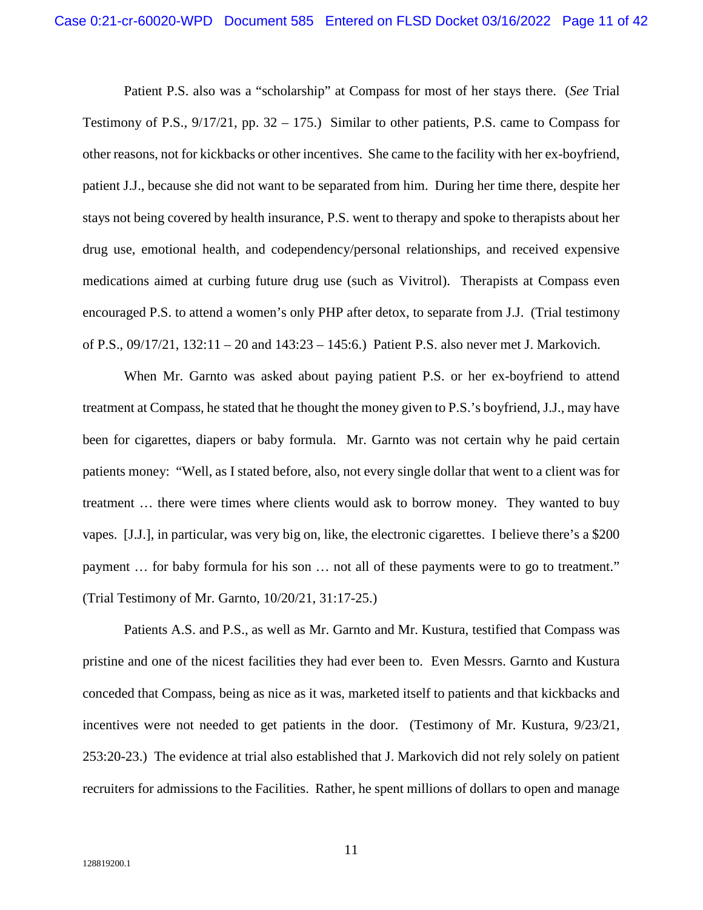Patient P.S. also was a "scholarship" at Compass for most of her stays there. (*See* Trial Testimony of P.S., 9/17/21, pp. 32 – 175.) Similar to other patients, P.S. came to Compass for other reasons, not for kickbacks or other incentives. She came to the facility with her ex-boyfriend, patient J.J., because she did not want to be separated from him. During her time there, despite her stays not being covered by health insurance, P.S. went to therapy and spoke to therapists about her drug use, emotional health, and codependency/personal relationships, and received expensive medications aimed at curbing future drug use (such as Vivitrol). Therapists at Compass even encouraged P.S. to attend a women's only PHP after detox, to separate from J.J. (Trial testimony of P.S., 09/17/21, 132:11 – 20 and 143:23 – 145:6.) Patient P.S. also never met J. Markovich.

When Mr. Garnto was asked about paying patient P.S. or her ex-boyfriend to attend treatment at Compass, he stated that he thought the money given to P.S.'s boyfriend, J.J., may have been for cigarettes, diapers or baby formula. Mr. Garnto was not certain why he paid certain patients money: "Well, as I stated before, also, not every single dollar that went to a client was for treatment … there were times where clients would ask to borrow money. They wanted to buy vapes. [J.J.], in particular, was very big on, like, the electronic cigarettes. I believe there's a $200 payment … for baby formula for his son … not all of these payments were to go to treatment." (Trial Testimony of Mr. Garnto, 10/20/21, 31:17-25.)

Patients A.S. and P.S., as well as Mr. Garnto and Mr. Kustura, testified that Compass was pristine and one of the nicest facilities they had ever been to. Even Messrs. Garnto and Kustura conceded that Compass, being as nice as it was, marketed itself to patients and that kickbacks and incentives were not needed to get patients in the door. (Testimony of Mr. Kustura, 9/23/21, 253:20-23.) The evidence at trial also established that J. Markovich did not rely solely on patient recruiters for admissions to the Facilities. Rather, he spent millions of dollars to open and manage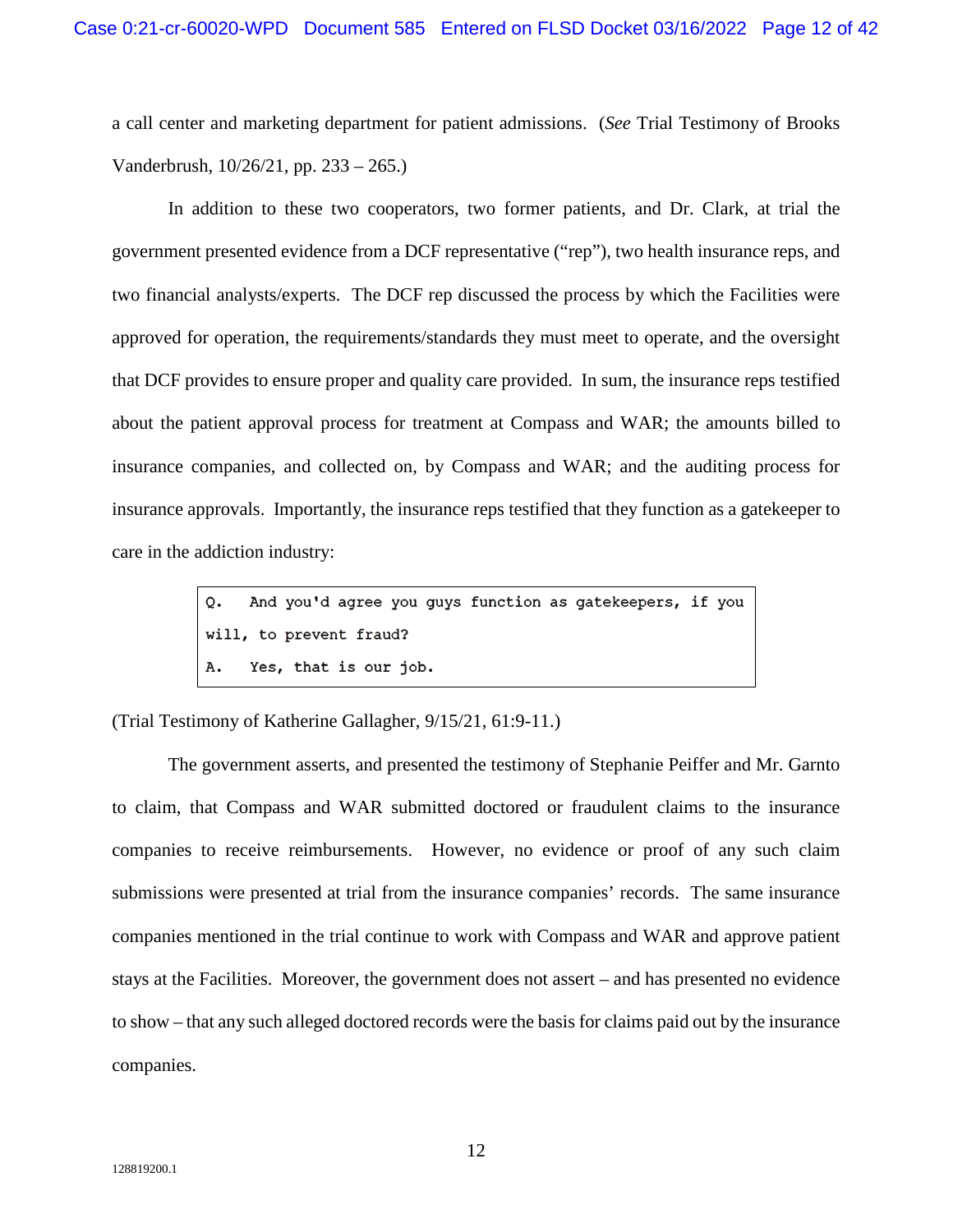a call center and marketing department for patient admissions. (*See* Trial Testimony of Brooks Vanderbrush, 10/26/21, pp. 233 – 265.)

In addition to these two cooperators, two former patients, and Dr. Clark, at trial the government presented evidence from a DCF representative ("rep"), two health insurance reps, and two financial analysts/experts. The DCF rep discussed the process by which the Facilities were approved for operation, the requirements/standards they must meet to operate, and the oversight that DCF provides to ensure proper and quality care provided. In sum, the insurance reps testified about the patient approval process for treatment at Compass and WAR; the amounts billed to insurance companies, and collected on, by Compass and WAR; and the auditing process for insurance approvals. Importantly, the insurance reps testified that they function as a gatekeeper to care in the addiction industry:

```
Q.   And you'd agree you guys function as gatekeepers, if you
will, to prevent fraud?
A.   Yes, that is our job.
```

(Trial Testimony of Katherine Gallagher, 9/15/21, 61:9-11.)

The government asserts, and presented the testimony of Stephanie Peiffer and Mr. Garnto to claim, that Compass and WAR submitted doctored or fraudulent claims to the insurance companies to receive reimbursements. However, no evidence or proof of any such claim submissions were presented at trial from the insurance companies' records. The same insurance companies mentioned in the trial continue to work with Compass and WAR and approve patient stays at the Facilities. Moreover, the government does not assert – and has presented no evidence to show – that any such alleged doctored records were the basis for claims paid out by the insurance companies.

128819200.1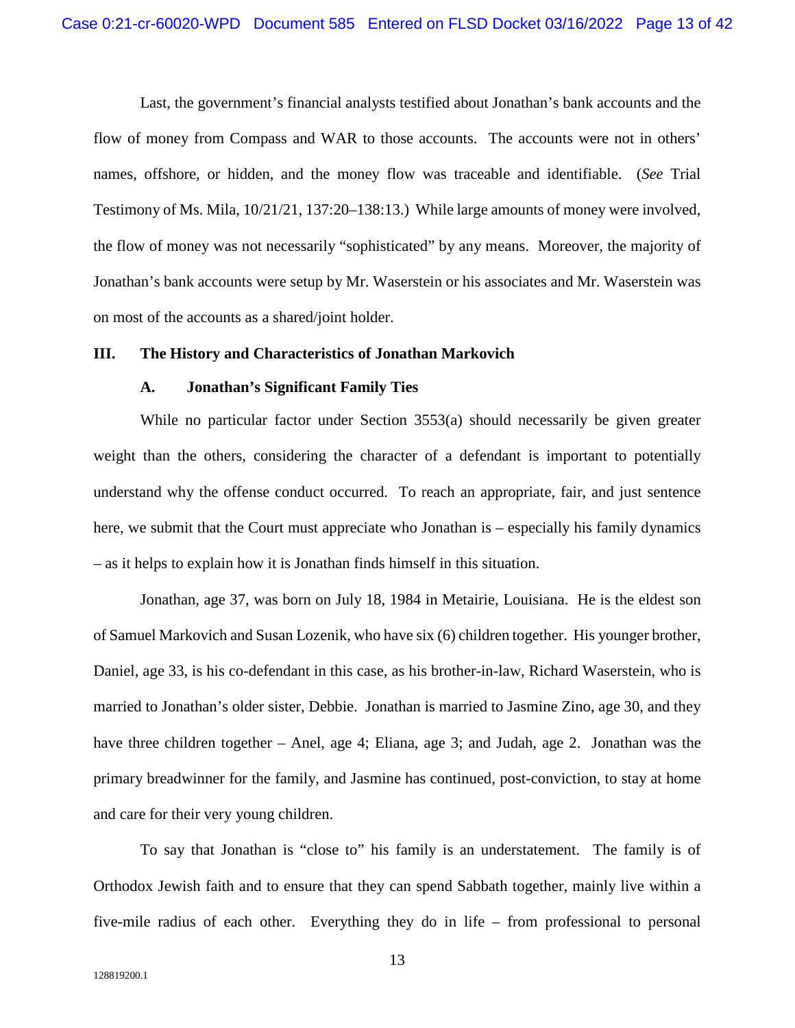Last, the government's financial analysts testified about Jonathan's bank accounts and the flow of money from Compass and WAR to those accounts. The accounts were not in others' names, offshore, or hidden, and the money flow was traceable and identifiable. (*See* Trial Testimony of Ms. Mila, 10/21/21, 137:20–138:13.) While large amounts of money were involved, the flow of money was not necessarily "sophisticated" by any means. Moreover, the majority of Jonathan's bank accounts were setup by Mr. Waserstein or his associates and Mr. Waserstein was on most of the accounts as a shared/joint holder.

## III. The History and Characteristics of Jonathan Markovich

### A. Jonathan's Significant Family Ties

While no particular factor under Section 3553(a) should necessarily be given greater weight than the others, considering the character of a defendant is important to potentially understand why the offense conduct occurred. To reach an appropriate, fair, and just sentence here, we submit that the Court must appreciate who Jonathan is – especially his family dynamics – as it helps to explain how it is Jonathan finds himself in this situation.

Jonathan, age 37, was born on July 18, 1984 in Metairie, Louisiana. He is the eldest son of Samuel Markovich and Susan Lozenik, who have six (6) children together. His younger brother, Daniel, age 33, is his co-defendant in this case, as his brother-in-law, Richard Waserstein, who is married to Jonathan's older sister, Debbie. Jonathan is married to Jasmine Zino, age 30, and they have three children together – Anel, age 4; Eliana, age 3; and Judah, age 2. Jonathan was the primary breadwinner for the family, and Jasmine has continued, post-conviction, to stay at home and care for their very young children.

To say that Jonathan is "close to" his family is an understatement. The family is of Orthodox Jewish faith and to ensure that they can spend Sabbath together, mainly live within a five-mile radius of each other. Everything they do in life – from professional to personal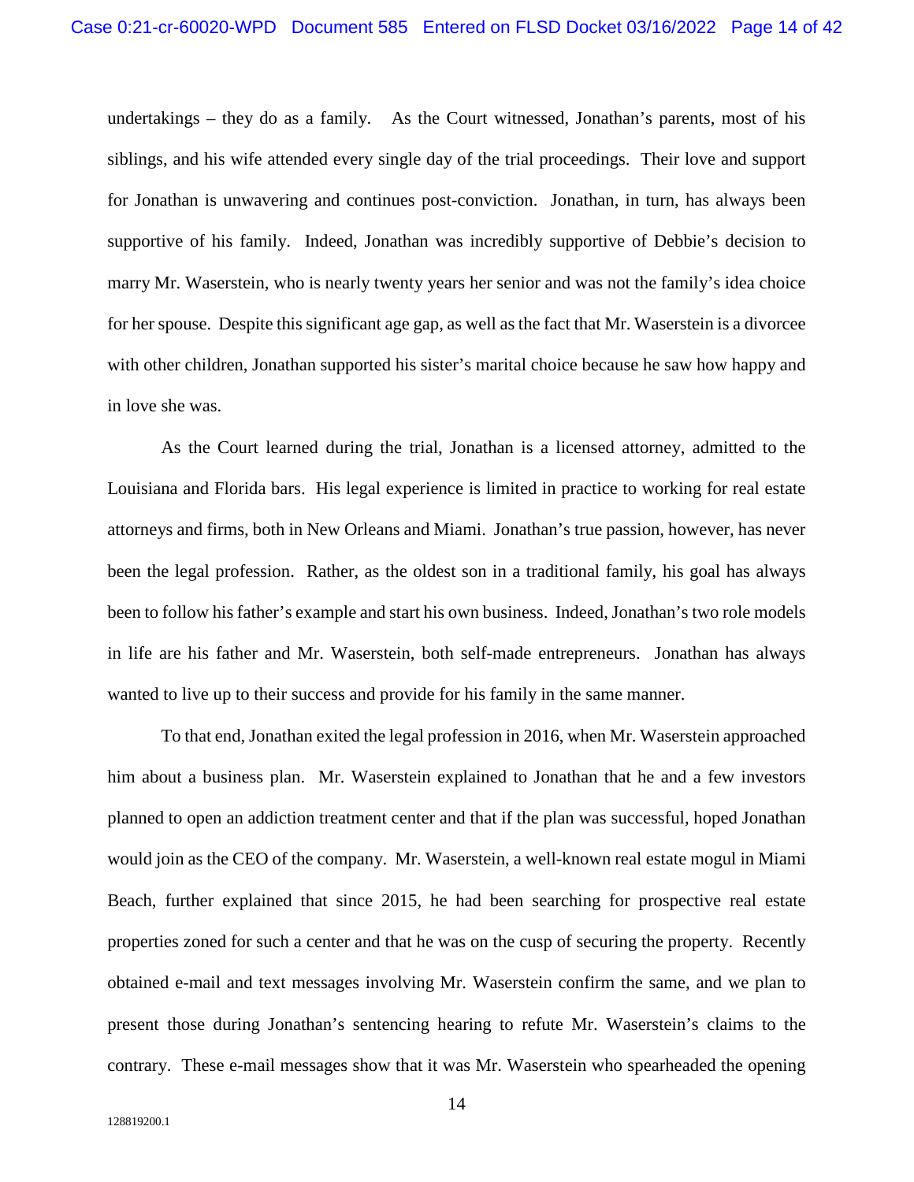undertakings – they do as a family. As the Court witnessed, Jonathan's parents, most of his siblings, and his wife attended every single day of the trial proceedings. Their love and support for Jonathan is unwavering and continues post-conviction. Jonathan, in turn, has always been supportive of his family. Indeed, Jonathan was incredibly supportive of Debbie's decision to marry Mr. Waserstein, who is nearly twenty years her senior and was not the family's idea choice for her spouse. Despite this significant age gap, as well as the fact that Mr. Waserstein is a divorcee with other children, Jonathan supported his sister's marital choice because he saw how happy and in love she was.

As the Court learned during the trial, Jonathan is a licensed attorney, admitted to the Louisiana and Florida bars. His legal experience is limited in practice to working for real estate attorneys and firms, both in New Orleans and Miami. Jonathan's true passion, however, has never been the legal profession. Rather, as the oldest son in a traditional family, his goal has always been to follow his father's example and start his own business. Indeed, Jonathan's two role models in life are his father and Mr. Waserstein, both self-made entrepreneurs. Jonathan has always wanted to live up to their success and provide for his family in the same manner.

To that end, Jonathan exited the legal profession in 2016, when Mr. Waserstein approached him about a business plan. Mr. Waserstein explained to Jonathan that he and a few investors planned to open an addiction treatment center and that if the plan was successful, hoped Jonathan would join as the CEO of the company. Mr. Waserstein, a well-known real estate mogul in Miami Beach, further explained that since 2015, he had been searching for prospective real estate properties zoned for such a center and that he was on the cusp of securing the property. Recently obtained e-mail and text messages involving Mr. Waserstein confirm the same, and we plan to present those during Jonathan's sentencing hearing to refute Mr. Waserstein's claims to the contrary. These e-mail messages show that it was Mr. Waserstein who spearheaded the opening

128819200.1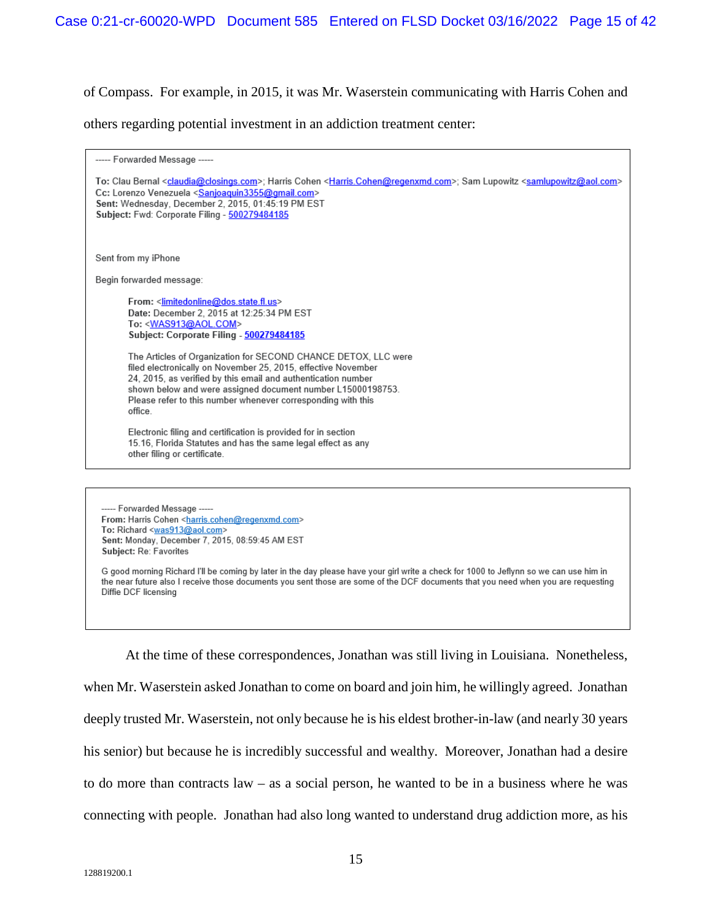of Compass. For example, in 2015, it was Mr. Waserstein communicating with Harris Cohen and others regarding potential investment in an addiction treatment center:

> ----- Forwarded Message -----
>
> **To:** Clau Bernal <claudia@closings.com>; Harris Cohen <Harris.Cohen@regenxmd.com>; Sam Lupowitz <samlupowitz@aol.com>
> **Cc:** Lorenzo Venezuela <Sanjoaquin3355@gmail.com>
> **Sent:** Wednesday, December 2, 2015, 01:45:19 PM EST
> **Subject:** Fwd: Corporate Filing - 500279484185
>
> Sent from my iPhone
>
> Begin forwarded message:
>
> > **From:** <limitedonline@dos.state.fl.us>
> > **Date:** December 2, 2015 at 12:25:34 PM EST
> > **To:** <WAS913@AOL.COM>
> > **Subject: Corporate Filing - 500279484185**
> >
> > The Articles of Organization for SECOND CHANCE DETOX, LLC were filed electronically on November 25, 2015, effective November 24, 2015, as verified by this email and authentication number shown below and were assigned document number L15000198753. Please refer to this number whenever corresponding with this office.
> >
> > Electronic filing and certification is provided for in section 15.16, Florida Statutes and has the same legal effect as any other filing or certificate.

> ----- Forwarded Message -----
> **From:** Harris Cohen <harris.cohen@regenxmd.com>
> **To:** Richard <was913@aol.com>
> **Sent:** Monday, December 7, 2015, 08:59:45 AM EST
> **Subject:** Re: Favorites
>
> G good morning Richard I'll be coming by later in the day please have your girl write a check for 1000 to Jeflynn so we can use him in the near future also I receive those documents you sent those are some of the DCF documents that you need when you are requesting Diffie DCF licensing

At the time of these correspondences, Jonathan was still living in Louisiana. Nonetheless, when Mr. Waserstein asked Jonathan to come on board and join him, he willingly agreed. Jonathan deeply trusted Mr. Waserstein, not only because he is his eldest brother-in-law (and nearly 30 years his senior) but because he is incredibly successful and wealthy. Moreover, Jonathan had a desire to do more than contracts law – as a social person, he wanted to be in a business where he was connecting with people. Jonathan had also long wanted to understand drug addiction more, as his

128819200.1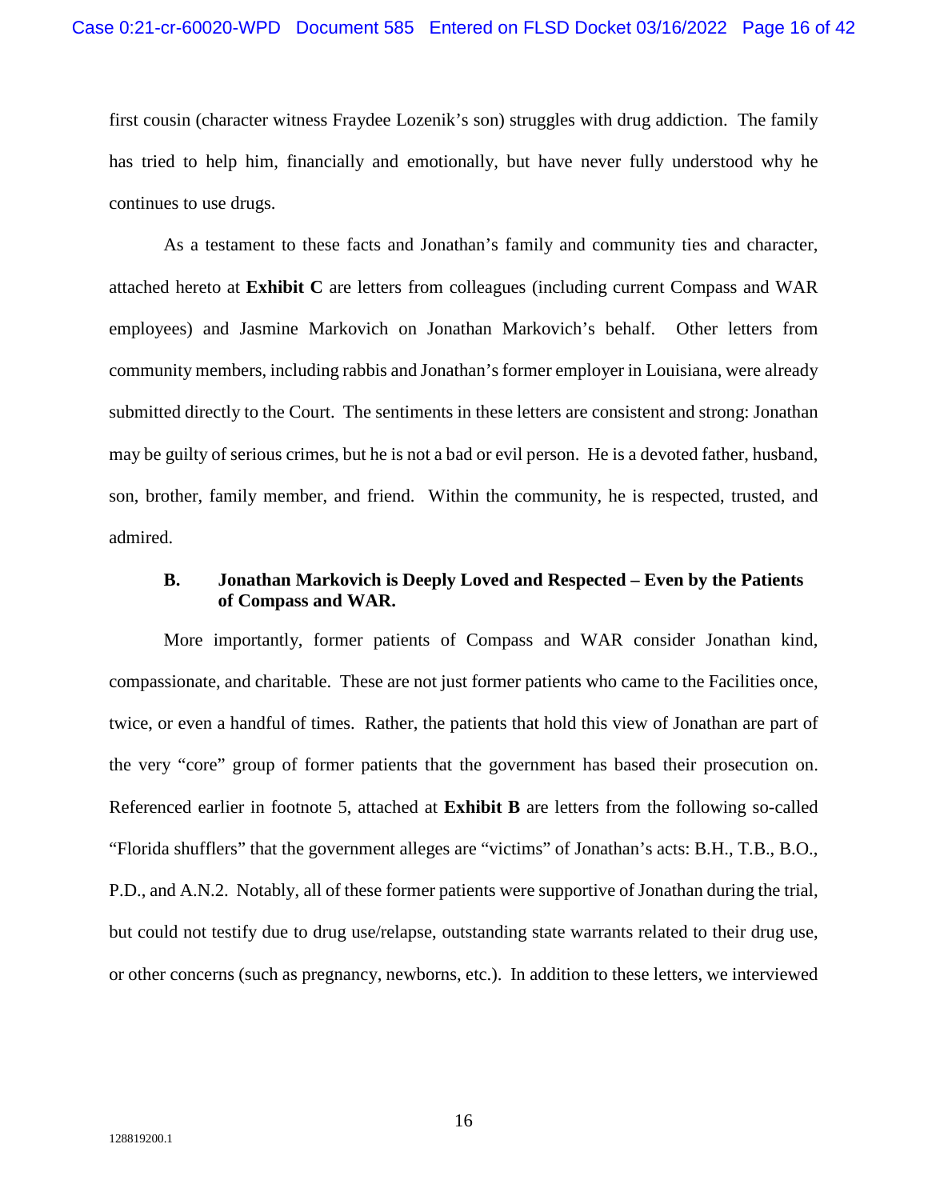first cousin (character witness Fraydee Lozenik's son) struggles with drug addiction. The family has tried to help him, financially and emotionally, but have never fully understood why he continues to use drugs.

As a testament to these facts and Jonathan's family and community ties and character, attached hereto at **Exhibit C** are letters from colleagues (including current Compass and WAR employees) and Jasmine Markovich on Jonathan Markovich's behalf. Other letters from community members, including rabbis and Jonathan's former employer in Louisiana, were already submitted directly to the Court. The sentiments in these letters are consistent and strong: Jonathan may be guilty of serious crimes, but he is not a bad or evil person. He is a devoted father, husband, son, brother, family member, and friend. Within the community, he is respected, trusted, and admired.

### B. Jonathan Markovich is Deeply Loved and Respected – Even by the Patients of Compass and WAR.

More importantly, former patients of Compass and WAR consider Jonathan kind, compassionate, and charitable. These are not just former patients who came to the Facilities once, twice, or even a handful of times. Rather, the patients that hold this view of Jonathan are part of the very "core" group of former patients that the government has based their prosecution on. Referenced earlier in footnote 5, attached at **Exhibit B** are letters from the following so-called "Florida shufflers" that the government alleges are "victims" of Jonathan's acts: B.H., T.B., B.O., P.D., and A.N.2. Notably, all of these former patients were supportive of Jonathan during the trial, but could not testify due to drug use/relapse, outstanding state warrants related to their drug use, or other concerns (such as pregnancy, newborns, etc.). In addition to these letters, we interviewed

128819200.1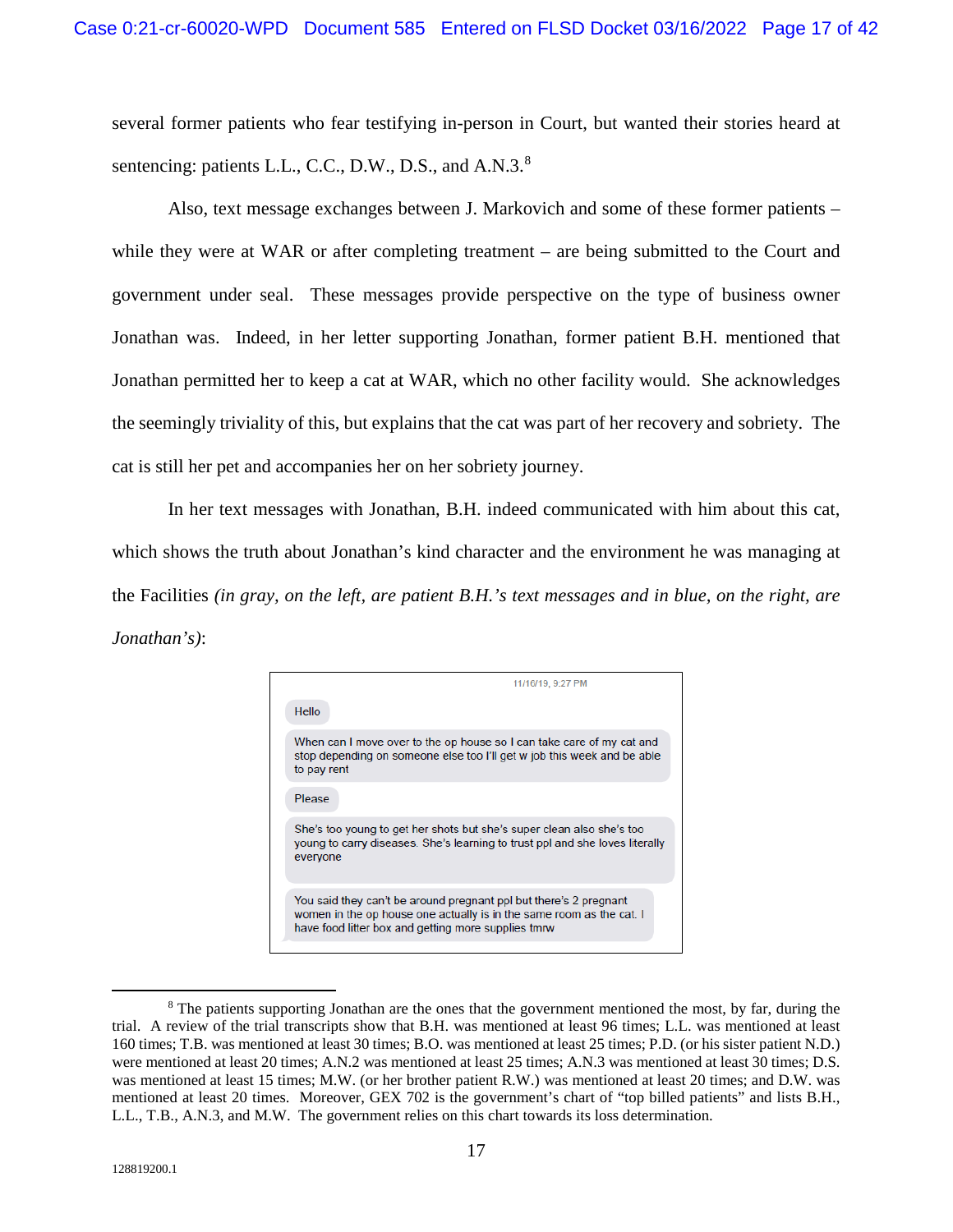several former patients who fear testifying in-person in Court, but wanted their stories heard at sentencing: patients L.L., C.C., D.W., D.S., and A.N.3.[8]

Also, text message exchanges between J. Markovich and some of these former patients – while they were at WAR or after completing treatment – are being submitted to the Court and government under seal. These messages provide perspective on the type of business owner Jonathan was. Indeed, in her letter supporting Jonathan, former patient B.H. mentioned that Jonathan permitted her to keep a cat at WAR, which no other facility would. She acknowledges the seemingly triviality of this, but explains that the cat was part of her recovery and sobriety. The cat is still her pet and accompanies her on her sobriety journey.

In her text messages with Jonathan, B.H. indeed communicated with him about this cat, which shows the truth about Jonathan's kind character and the environment he was managing at the Facilities *(in gray, on the left, are patient B.H.'s text messages and in blue, on the right, are Jonathan's)*:

11/16/19, 9:27 PM

Hello

When can I move over to the op house so I can take care of my cat and stop depending on someone else too I'll get w job this week and be able to pay rent

Please

She's too young to get her shots but she's super clean also she's too young to carry diseases. She's learning to trust ppl and she loves literally everyone

You said they can't be around pregnant ppl but there's 2 pregnant women in the op house one actually is in the same room as the cat. I have food litter box and getting more supplies tmrw

---

[8] The patients supporting Jonathan are the ones that the government mentioned the most, by far, during the trial. A review of the trial transcripts show that B.H. was mentioned at least 96 times; L.L. was mentioned at least 160 times; T.B. was mentioned at least 30 times; B.O. was mentioned at least 25 times; P.D. (or his sister patient N.D.) were mentioned at least 20 times; A.N.2 was mentioned at least 25 times; A.N.3 was mentioned at least 30 times; D.S. was mentioned at least 15 times; M.W. (or her brother patient R.W.) was mentioned at least 20 times; and D.W. was mentioned at least 20 times. Moreover, GEX 702 is the government's chart of "top billed patients" and lists B.H., L.L., T.B., A.N.3, and M.W. The government relies on this chart towards its loss determination.

128819200.1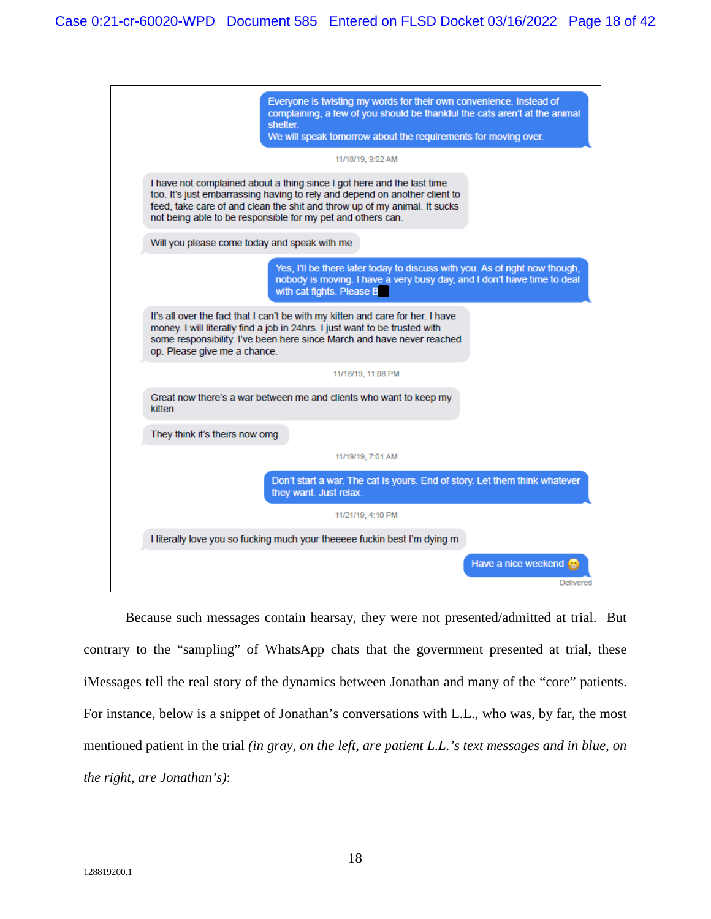> Everyone is twisting my words for their own convenience. Instead of complaining, a few of you should be thankful the cats aren't at the animal shelter.
> We will speak tomorrow about the requirements for moving over.

11/18/19, 9:02 AM

> I have not complained about a thing since I got here and the last time too. It's just embarrassing having to rely and depend on another client to feed, take care of and clean the shit and throw up of my animal. It sucks not being able to be responsible for my pet and others can.

> Will you please come today and speak with me

> Yes, I'll be there later today to discuss with you. As of right now though, nobody is moving. I have a very busy day, and I don't have time to deal with cat fights. Please B█

> It's all over the fact that I can't be with my kitten and care for her. I have money. I will literally find a job in 24hrs. I just want to be trusted with some responsibility. I've been here since March and have never reached op. Please give me a chance.

11/18/19, 11:08 PM

> Great now there's a war between me and clients who want to keep my kitten

> They think it's theirs now omg

11/19/19, 7:01 AM

> Don't start a war. The cat is yours. End of story. Let them think whatever they want. Just relax.

11/21/19, 4:10 PM

> I literally love you so fucking much your theeeee fuckin best I'm dying rn

> Have a nice weekend 😁

Delivered

Because such messages contain hearsay, they were not presented/admitted at trial. But contrary to the "sampling" of WhatsApp chats that the government presented at trial, these iMessages tell the real story of the dynamics between Jonathan and many of the "core" patients. For instance, below is a snippet of Jonathan's conversations with L.L., who was, by far, the most mentioned patient in the trial *(in gray, on the left, are patient L.L.'s text messages and in blue, on the right, are Jonathan's)*:

128819200.1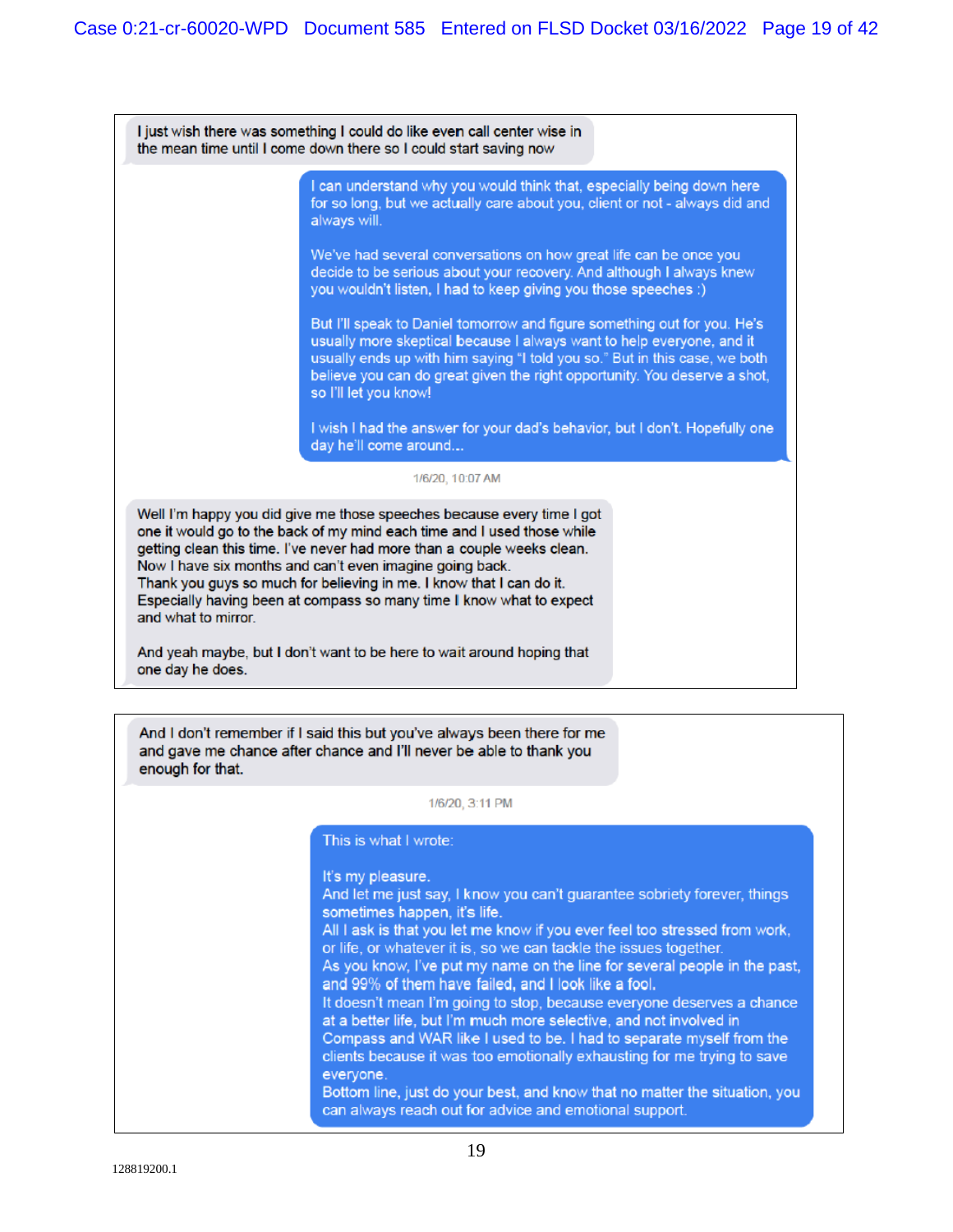I just wish there was something I could do like even call center wise in the mean time until I come down there so I could start saving now

I can understand why you would think that, especially being down here for so long, but we actually care about you, client or not - always did and always will.

We've had several conversations on how great life can be once you decide to be serious about your recovery. And although I always knew you wouldn't listen, I had to keep giving you those speeches :)

But I'll speak to Daniel tomorrow and figure something out for you. He's usually more skeptical because I always want to help everyone, and it usually ends up with him saying "I told you so." But in this case, we both believe you can do great given the right opportunity. You deserve a shot, so I'll let you know!

I wish I had the answer for your dad's behavior, but I don't. Hopefully one day he'll come around...

1/6/20, 10:07 AM

Well I'm happy you did give me those speeches because every time I got one it would go to the back of my mind each time and I used those while getting clean this time. I've never had more than a couple weeks clean. Now I have six months and can't even imagine going back.
Thank you guys so much for believing in me. I know that I can do it.
Especially having been at compass so many time I know what to expect and what to mirror.

And yeah maybe, but I don't want to be here to wait around hoping that one day he does.

---

And I don't remember if I said this but you've always been there for me and gave me chance after chance and I'll never be able to thank you enough for that.

1/6/20, 3:11 PM

This is what I wrote:

It's my pleasure.
And let me just say, I know you can't guarantee sobriety forever, things sometimes happen, it's life.
All I ask is that you let me know if you ever feel too stressed from work, or life, or whatever it is, so we can tackle the issues together.
As you know, I've put my name on the line for several people in the past, and 99% of them have failed, and I look like a fool.
It doesn't mean I'm going to stop, because everyone deserves a chance at a better life, but I'm much more selective, and not involved in Compass and WAR like I used to be. I had to separate myself from the clients because it was too emotionally exhausting for me trying to save everyone.
Bottom line, just do your best, and know that no matter the situation, you can always reach out for advice and emotional support.

128819200.1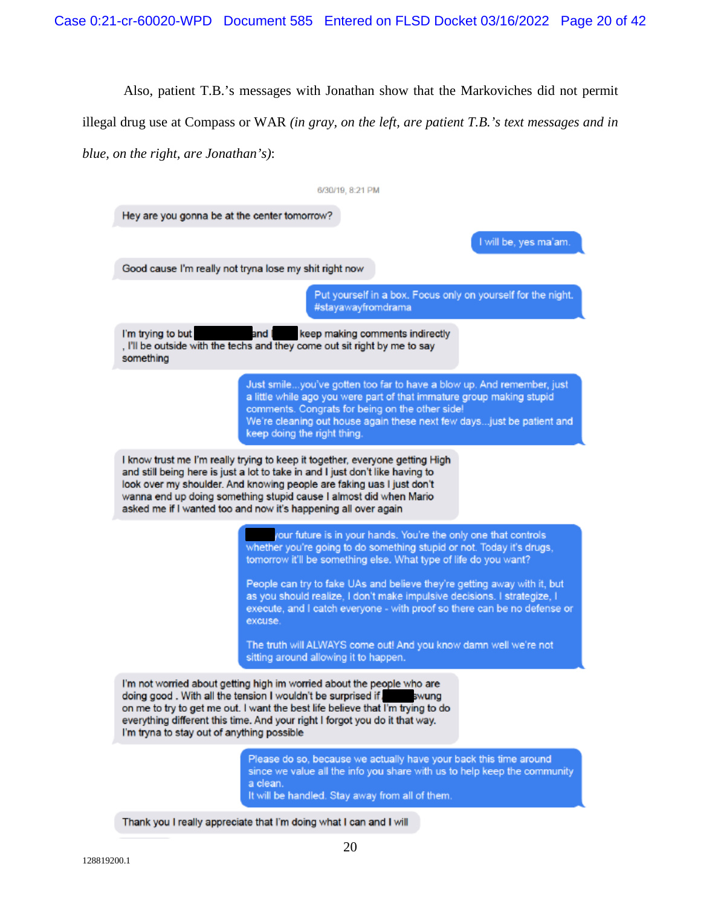Also, patient T.B.'s messages with Jonathan show that the Markoviches did not permit illegal drug use at Compass or WAR *(in gray, on the left, are patient T.B.'s text messages and in blue, on the right, are Jonathan's)*:

6/30/19, 8:21 PM

Hey are you gonna be at the center tomorrow?

I will be, yes ma'am.

Good cause I'm really not tryna lose my shit right now

Put yourself in a box. Focus only on yourself for the night. #stayawayfromdrama

I'm trying to but [REDACTED] and [REDACTED] keep making comments indirectly , I'll be outside with the techs and they come out sit right by me to say something

Just smile...you've gotten too far to have a blow up. And remember, just a little while ago you were part of that immature group making stupid comments. Congrats for being on the other side!
We're cleaning out house again these next few days...just be patient and keep doing the right thing.

I know trust me I'm really trying to keep it together, everyone getting High and still being here is just a lot to take in and I just don't like having to look over my shoulder. And knowing people are faking uas I just don't wanna end up doing something stupid cause I almost did when Mario asked me if I wanted too and now it's happening all over again

[REDACTED] your future is in your hands. You're the only one that controls whether you're going to do something stupid or not. Today it's drugs, tomorrow it'll be something else. What type of life do you want?

People can try to fake UAs and believe they're getting away with it, but as you should realize, I don't make impulsive decisions. I strategize, I execute, and I catch everyone - with proof so there can be no defense or excuse.

The truth will ALWAYS come out! And you know damn well we're not sitting around allowing it to happen.

I'm not worried about getting high im worried about the people who are doing good . With all the tension I wouldn't be surprised if [REDACTED] swung on me to try to get me out. I want the best life believe that I'm trying to do everything different this time. And your right I forgot you do it that way. I'm tryna to stay out of anything possible

Please do so, because we actually have your back this time around since we value all the info you share with us to help keep the community a clean.
It will be handled. Stay away from all of them.

Thank you I really appreciate that I'm doing what I can and I will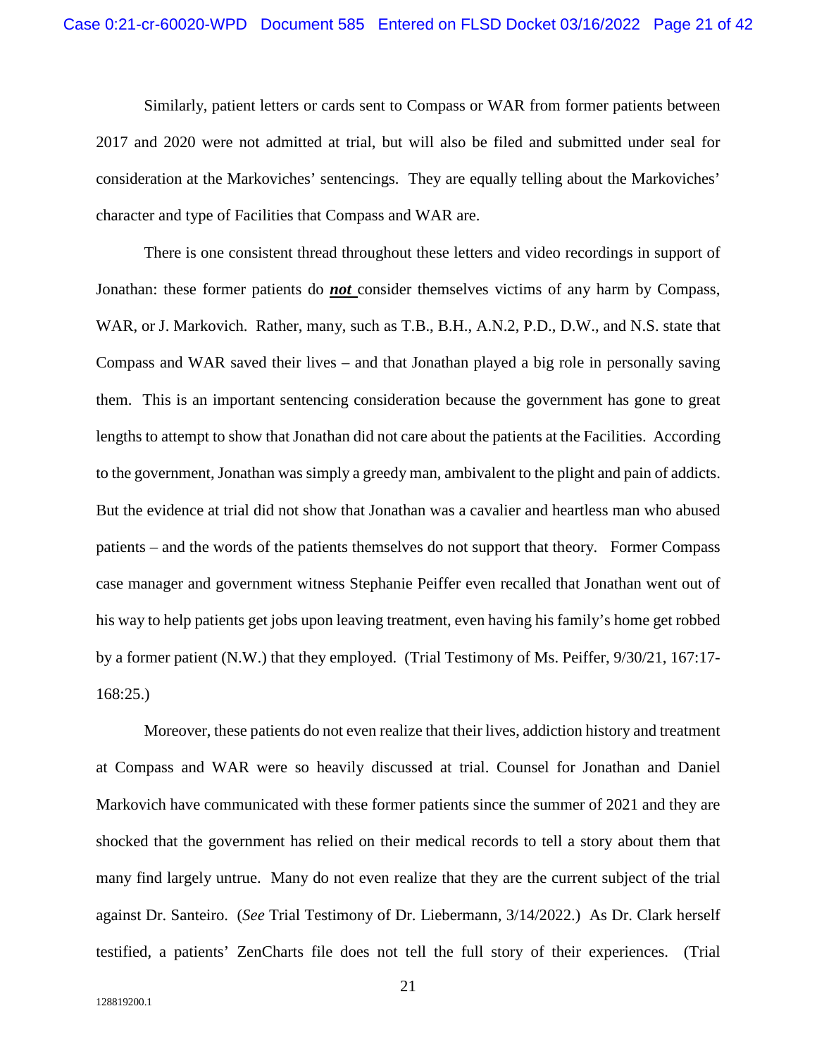Similarly, patient letters or cards sent to Compass or WAR from former patients between 2017 and 2020 were not admitted at trial, but will also be filed and submitted under seal for consideration at the Markoviches' sentencings. They are equally telling about the Markoviches' character and type of Facilities that Compass and WAR are.

There is one consistent thread throughout these letters and video recordings in support of Jonathan: these former patients do ***not*** consider themselves victims of any harm by Compass, WAR, or J. Markovich. Rather, many, such as T.B., B.H., A.N.2, P.D., D.W., and N.S. state that Compass and WAR saved their lives – and that Jonathan played a big role in personally saving them. This is an important sentencing consideration because the government has gone to great lengths to attempt to show that Jonathan did not care about the patients at the Facilities. According to the government, Jonathan was simply a greedy man, ambivalent to the plight and pain of addicts. But the evidence at trial did not show that Jonathan was a cavalier and heartless man who abused patients – and the words of the patients themselves do not support that theory. Former Compass case manager and government witness Stephanie Peiffer even recalled that Jonathan went out of his way to help patients get jobs upon leaving treatment, even having his family's home get robbed by a former patient (N.W.) that they employed. (Trial Testimony of Ms. Peiffer, 9/30/21, 167:17-168:25.)

Moreover, these patients do not even realize that their lives, addiction history and treatment at Compass and WAR were so heavily discussed at trial. Counsel for Jonathan and Daniel Markovich have communicated with these former patients since the summer of 2021 and they are shocked that the government has relied on their medical records to tell a story about them that many find largely untrue. Many do not even realize that they are the current subject of the trial against Dr. Santeiro. (*See* Trial Testimony of Dr. Liebermann, 3/14/2022.) As Dr. Clark herself testified, a patients' ZenCharts file does not tell the full story of their experiences. (Trial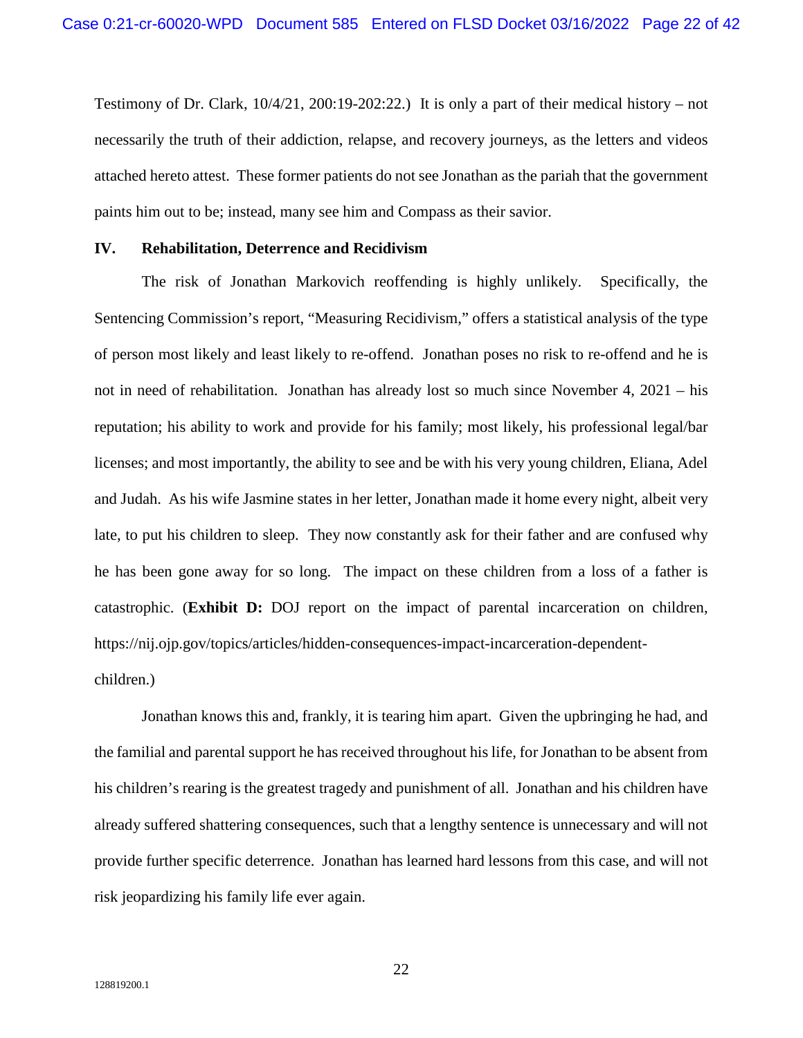Testimony of Dr. Clark, 10/4/21, 200:19-202:22.) It is only a part of their medical history – not necessarily the truth of their addiction, relapse, and recovery journeys, as the letters and videos attached hereto attest. These former patients do not see Jonathan as the pariah that the government paints him out to be; instead, many see him and Compass as their savior.

## IV. Rehabilitation, Deterrence and Recidivism

The risk of Jonathan Markovich reoffending is highly unlikely. Specifically, the Sentencing Commission's report, "Measuring Recidivism," offers a statistical analysis of the type of person most likely and least likely to re-offend. Jonathan poses no risk to re-offend and he is not in need of rehabilitation. Jonathan has already lost so much since November 4, 2021 – his reputation; his ability to work and provide for his family; most likely, his professional legal/bar licenses; and most importantly, the ability to see and be with his very young children, Eliana, Adel and Judah. As his wife Jasmine states in her letter, Jonathan made it home every night, albeit very late, to put his children to sleep. They now constantly ask for their father and are confused why he has been gone away for so long. The impact on these children from a loss of a father is catastrophic. (**Exhibit D:** DOJ report on the impact of parental incarceration on children, https://nij.ojp.gov/topics/articles/hidden-consequences-impact-incarceration-dependent-children.)

Jonathan knows this and, frankly, it is tearing him apart. Given the upbringing he had, and the familial and parental support he has received throughout his life, for Jonathan to be absent from his children's rearing is the greatest tragedy and punishment of all. Jonathan and his children have already suffered shattering consequences, such that a lengthy sentence is unnecessary and will not provide further specific deterrence. Jonathan has learned hard lessons from this case, and will not risk jeopardizing his family life ever again.

128819200.1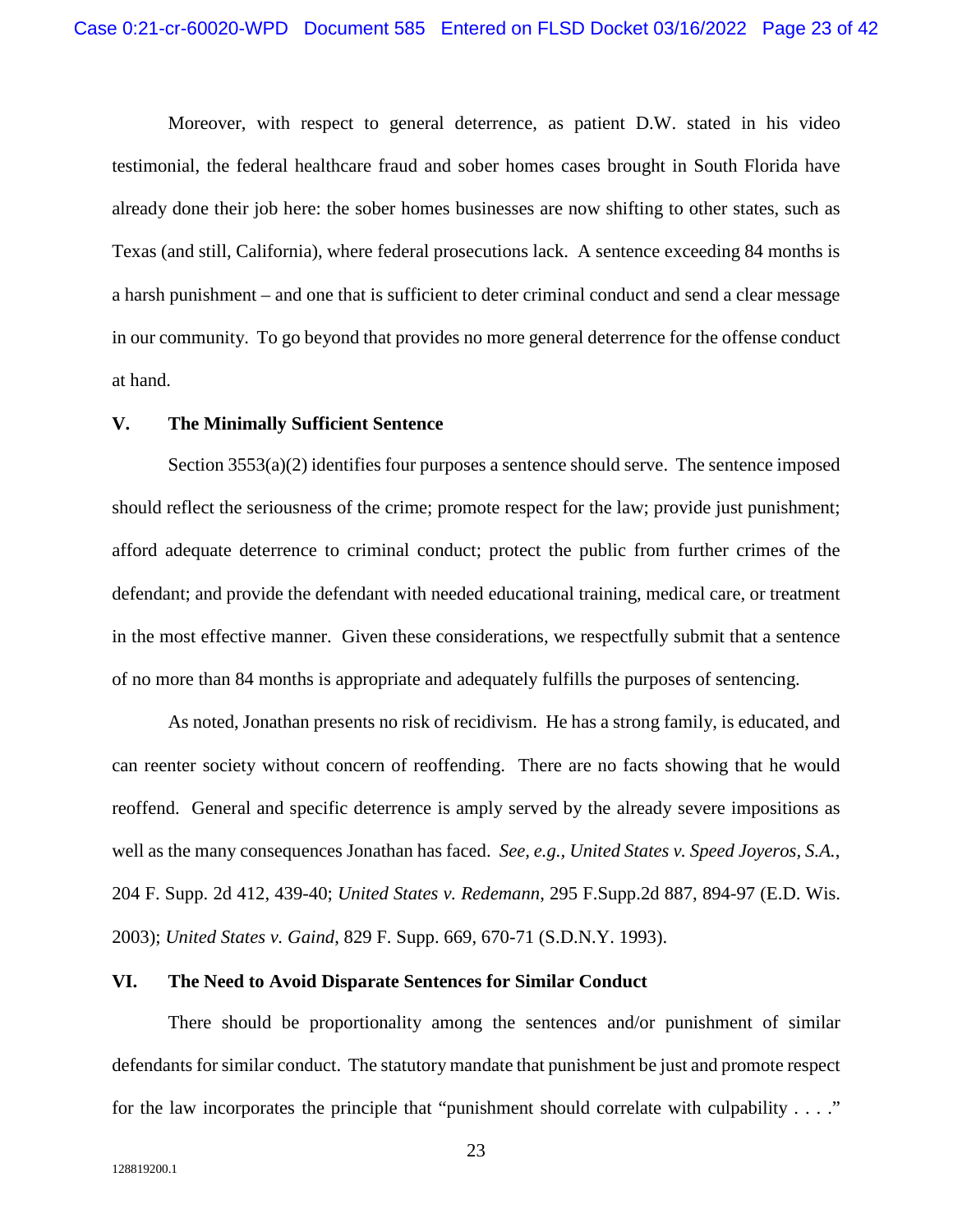Moreover, with respect to general deterrence, as patient D.W. stated in his video testimonial, the federal healthcare fraud and sober homes cases brought in South Florida have already done their job here: the sober homes businesses are now shifting to other states, such as Texas (and still, California), where federal prosecutions lack. A sentence exceeding 84 months is a harsh punishment – and one that is sufficient to deter criminal conduct and send a clear message in our community. To go beyond that provides no more general deterrence for the offense conduct at hand.

## V. The Minimally Sufficient Sentence

Section 3553(a)(2) identifies four purposes a sentence should serve. The sentence imposed should reflect the seriousness of the crime; promote respect for the law; provide just punishment; afford adequate deterrence to criminal conduct; protect the public from further crimes of the defendant; and provide the defendant with needed educational training, medical care, or treatment in the most effective manner. Given these considerations, we respectfully submit that a sentence of no more than 84 months is appropriate and adequately fulfills the purposes of sentencing.

As noted, Jonathan presents no risk of recidivism. He has a strong family, is educated, and can reenter society without concern of reoffending. There are no facts showing that he would reoffend. General and specific deterrence is amply served by the already severe impositions as well as the many consequences Jonathan has faced. *See, e.g.*, *United States v. Speed Joyeros, S.A.*, 204 F. Supp. 2d 412, 439-40; *United States v. Redemann*, 295 F.Supp.2d 887, 894-97 (E.D. Wis. 2003); *United States v. Gaind*, 829 F. Supp. 669, 670-71 (S.D.N.Y. 1993).

## VI. The Need to Avoid Disparate Sentences for Similar Conduct

There should be proportionality among the sentences and/or punishment of similar defendants for similar conduct. The statutory mandate that punishment be just and promote respect for the law incorporates the principle that "punishment should correlate with culpability . . . ."

128819200.1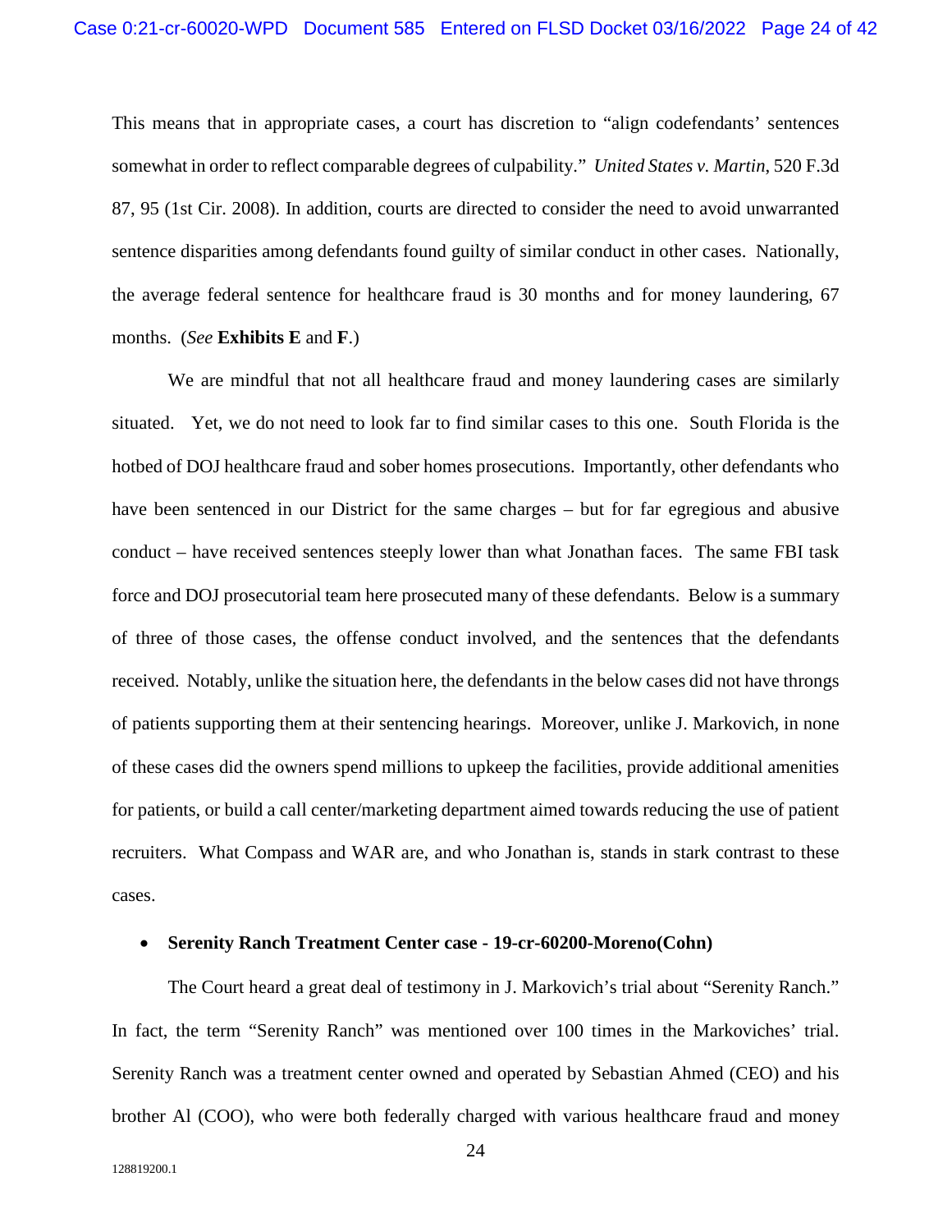This means that in appropriate cases, a court has discretion to "align codefendants' sentences somewhat in order to reflect comparable degrees of culpability." *United States v. Martin*, 520 F.3d 87, 95 (1st Cir. 2008). In addition, courts are directed to consider the need to avoid unwarranted sentence disparities among defendants found guilty of similar conduct in other cases. Nationally, the average federal sentence for healthcare fraud is 30 months and for money laundering, 67 months. (*See* **Exhibits E** and **F**.)

We are mindful that not all healthcare fraud and money laundering cases are similarly situated. Yet, we do not need to look far to find similar cases to this one. South Florida is the hotbed of DOJ healthcare fraud and sober homes prosecutions. Importantly, other defendants who have been sentenced in our District for the same charges – but for far egregious and abusive conduct – have received sentences steeply lower than what Jonathan faces. The same FBI task force and DOJ prosecutorial team here prosecuted many of these defendants. Below is a summary of three of those cases, the offense conduct involved, and the sentences that the defendants received. Notably, unlike the situation here, the defendants in the below cases did not have throngs of patients supporting them at their sentencing hearings. Moreover, unlike J. Markovich, in none of these cases did the owners spend millions to upkeep the facilities, provide additional amenities for patients, or build a call center/marketing department aimed towards reducing the use of patient recruiters. What Compass and WAR are, and who Jonathan is, stands in stark contrast to these cases.

- **Serenity Ranch Treatment Center case - 19-cr-60200-Moreno(Cohn)**

The Court heard a great deal of testimony in J. Markovich's trial about "Serenity Ranch." In fact, the term "Serenity Ranch" was mentioned over 100 times in the Markoviches' trial. Serenity Ranch was a treatment center owned and operated by Sebastian Ahmed (CEO) and his brother Al (COO), who were both federally charged with various healthcare fraud and money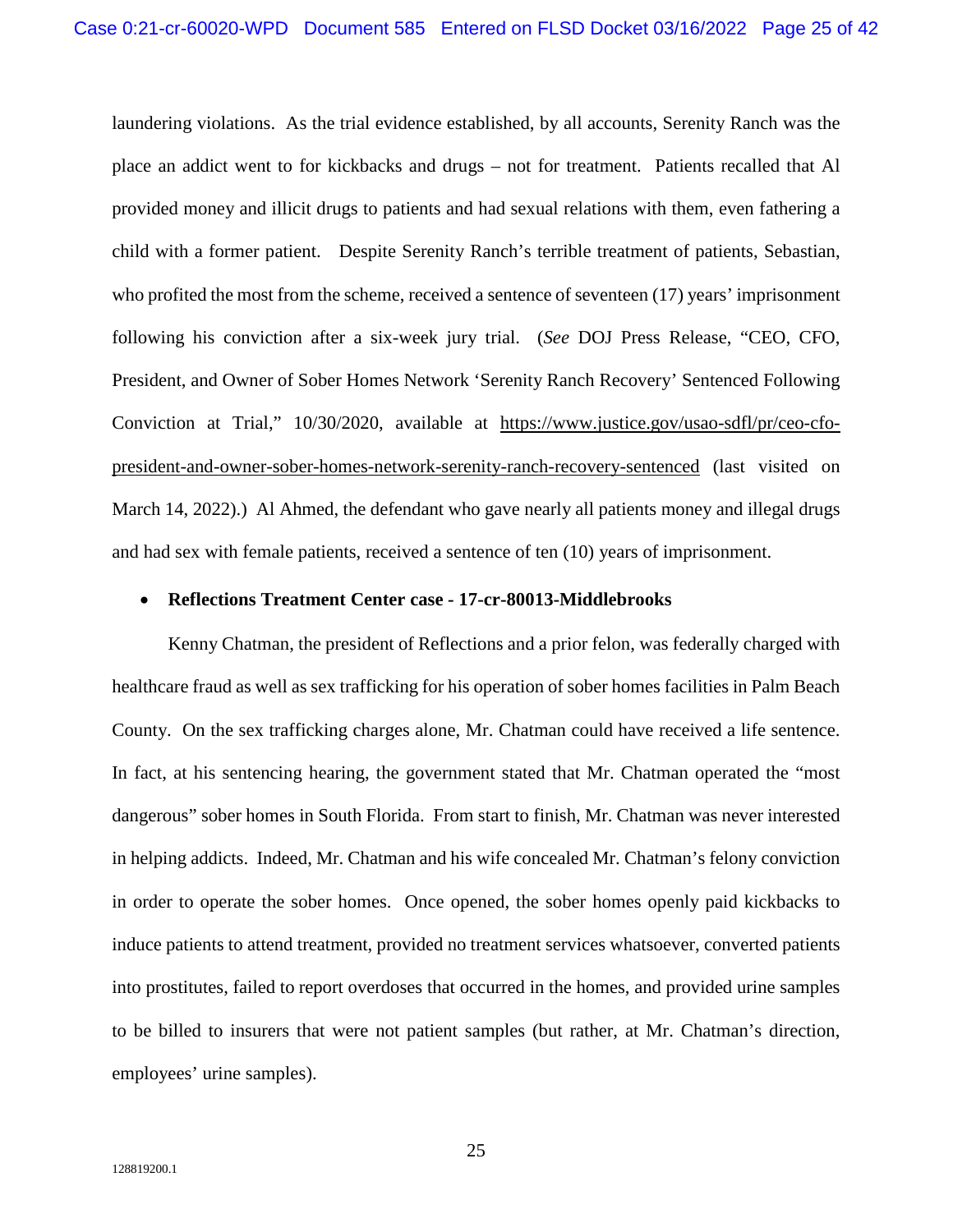laundering violations. As the trial evidence established, by all accounts, Serenity Ranch was the place an addict went to for kickbacks and drugs – not for treatment. Patients recalled that Al provided money and illicit drugs to patients and had sexual relations with them, even fathering a child with a former patient. Despite Serenity Ranch's terrible treatment of patients, Sebastian, who profited the most from the scheme, received a sentence of seventeen (17) years' imprisonment following his conviction after a six-week jury trial. (*See* DOJ Press Release, "CEO, CFO, President, and Owner of Sober Homes Network 'Serenity Ranch Recovery' Sentenced Following Conviction at Trial," 10/30/2020, available at https://www.justice.gov/usao-sdfl/pr/ceo-cfo-president-and-owner-sober-homes-network-serenity-ranch-recovery-sentenced (last visited on March 14, 2022).) Al Ahmed, the defendant who gave nearly all patients money and illegal drugs and had sex with female patients, received a sentence of ten (10) years of imprisonment.

- **Reflections Treatment Center case - 17-cr-80013-Middlebrooks**

Kenny Chatman, the president of Reflections and a prior felon, was federally charged with healthcare fraud as well as sex trafficking for his operation of sober homes facilities in Palm Beach County. On the sex trafficking charges alone, Mr. Chatman could have received a life sentence. In fact, at his sentencing hearing, the government stated that Mr. Chatman operated the "most dangerous" sober homes in South Florida. From start to finish, Mr. Chatman was never interested in helping addicts. Indeed, Mr. Chatman and his wife concealed Mr. Chatman's felony conviction in order to operate the sober homes. Once opened, the sober homes openly paid kickbacks to induce patients to attend treatment, provided no treatment services whatsoever, converted patients into prostitutes, failed to report overdoses that occurred in the homes, and provided urine samples to be billed to insurers that were not patient samples (but rather, at Mr. Chatman's direction, employees' urine samples).

128819200.1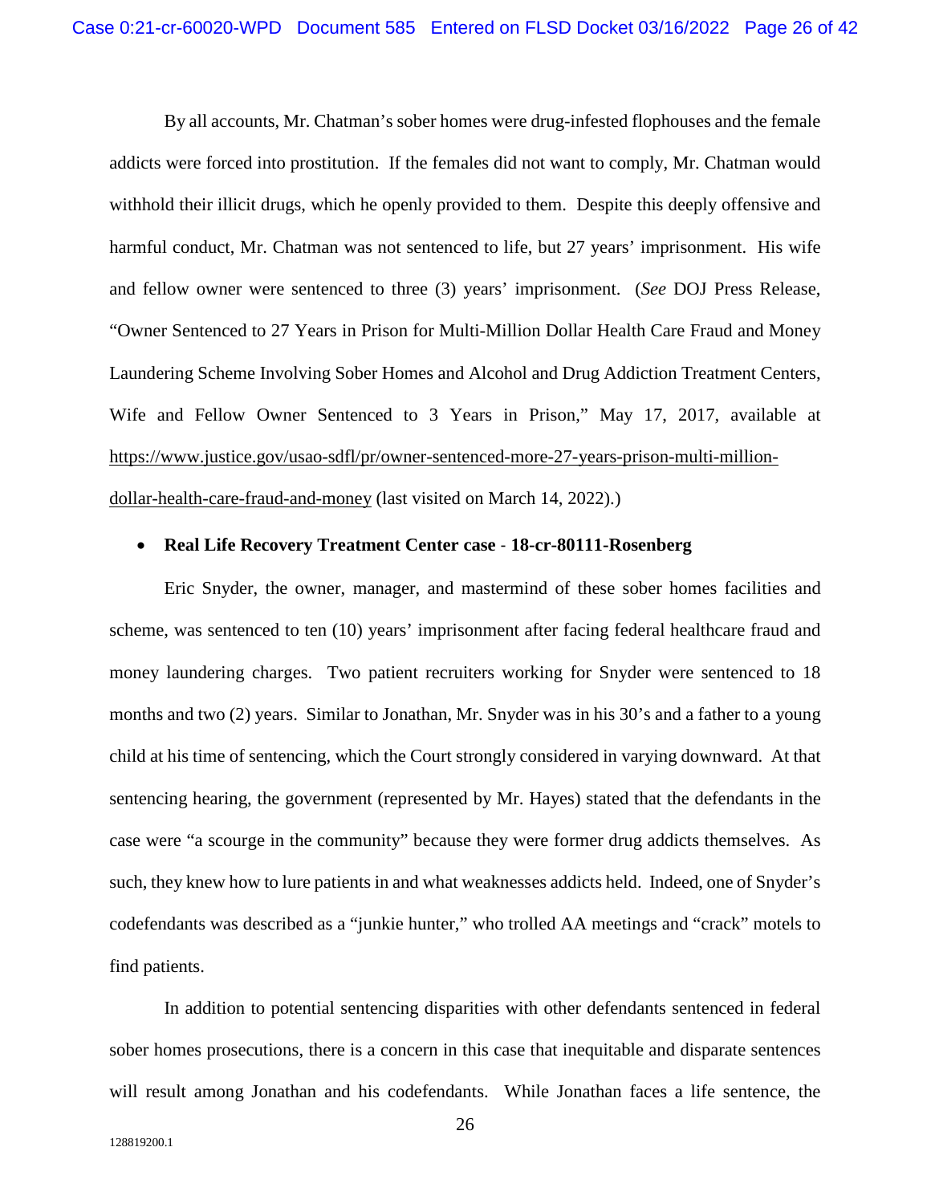By all accounts, Mr. Chatman's sober homes were drug-infested flophouses and the female addicts were forced into prostitution. If the females did not want to comply, Mr. Chatman would withhold their illicit drugs, which he openly provided to them. Despite this deeply offensive and harmful conduct, Mr. Chatman was not sentenced to life, but 27 years' imprisonment. His wife and fellow owner were sentenced to three (3) years' imprisonment. (*See* DOJ Press Release, "Owner Sentenced to 27 Years in Prison for Multi-Million Dollar Health Care Fraud and Money Laundering Scheme Involving Sober Homes and Alcohol and Drug Addiction Treatment Centers, Wife and Fellow Owner Sentenced to 3 Years in Prison," May 17, 2017, available at https://www.justice.gov/usao-sdfl/pr/owner-sentenced-more-27-years-prison-multi-million-dollar-health-care-fraud-and-money (last visited on March 14, 2022).)

- **Real Life Recovery Treatment Center case - 18-cr-80111-Rosenberg**

Eric Snyder, the owner, manager, and mastermind of these sober homes facilities and scheme, was sentenced to ten (10) years' imprisonment after facing federal healthcare fraud and money laundering charges. Two patient recruiters working for Snyder were sentenced to 18 months and two (2) years. Similar to Jonathan, Mr. Snyder was in his 30's and a father to a young child at his time of sentencing, which the Court strongly considered in varying downward. At that sentencing hearing, the government (represented by Mr. Hayes) stated that the defendants in the case were "a scourge in the community" because they were former drug addicts themselves. As such, they knew how to lure patients in and what weaknesses addicts held. Indeed, one of Snyder's codefendants was described as a "junkie hunter," who trolled AA meetings and "crack" motels to find patients.

In addition to potential sentencing disparities with other defendants sentenced in federal sober homes prosecutions, there is a concern in this case that inequitable and disparate sentences will result among Jonathan and his codefendants. While Jonathan faces a life sentence, the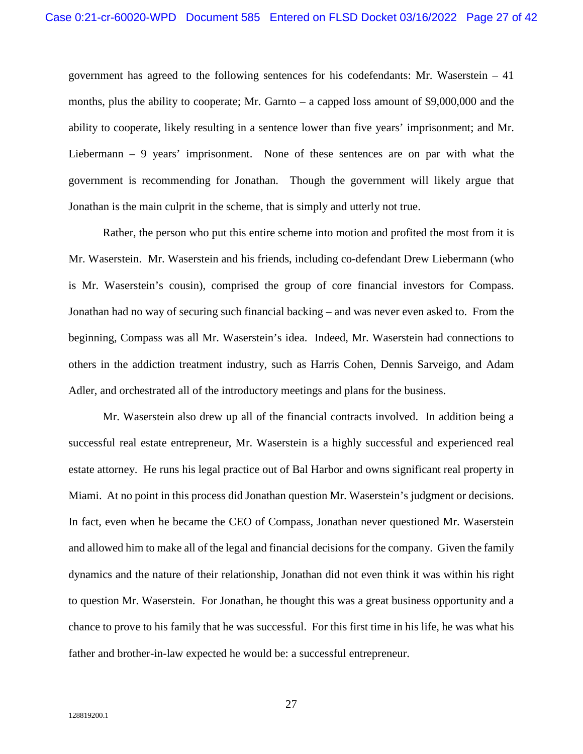government has agreed to the following sentences for his codefendants: Mr. Waserstein – 41 months, plus the ability to cooperate; Mr. Garnto – a capped loss amount of $9,000,000 and the ability to cooperate, likely resulting in a sentence lower than five years' imprisonment; and Mr. Liebermann – 9 years' imprisonment. None of these sentences are on par with what the government is recommending for Jonathan. Though the government will likely argue that Jonathan is the main culprit in the scheme, that is simply and utterly not true.

Rather, the person who put this entire scheme into motion and profited the most from it is Mr. Waserstein. Mr. Waserstein and his friends, including co-defendant Drew Liebermann (who is Mr. Waserstein's cousin), comprised the group of core financial investors for Compass. Jonathan had no way of securing such financial backing – and was never even asked to. From the beginning, Compass was all Mr. Waserstein's idea. Indeed, Mr. Waserstein had connections to others in the addiction treatment industry, such as Harris Cohen, Dennis Sarveigo, and Adam Adler, and orchestrated all of the introductory meetings and plans for the business.

Mr. Waserstein also drew up all of the financial contracts involved. In addition being a successful real estate entrepreneur, Mr. Waserstein is a highly successful and experienced real estate attorney. He runs his legal practice out of Bal Harbor and owns significant real property in Miami. At no point in this process did Jonathan question Mr. Waserstein's judgment or decisions. In fact, even when he became the CEO of Compass, Jonathan never questioned Mr. Waserstein and allowed him to make all of the legal and financial decisions for the company. Given the family dynamics and the nature of their relationship, Jonathan did not even think it was within his right to question Mr. Waserstein. For Jonathan, he thought this was a great business opportunity and a chance to prove to his family that he was successful. For this first time in his life, he was what his father and brother-in-law expected he would be: a successful entrepreneur.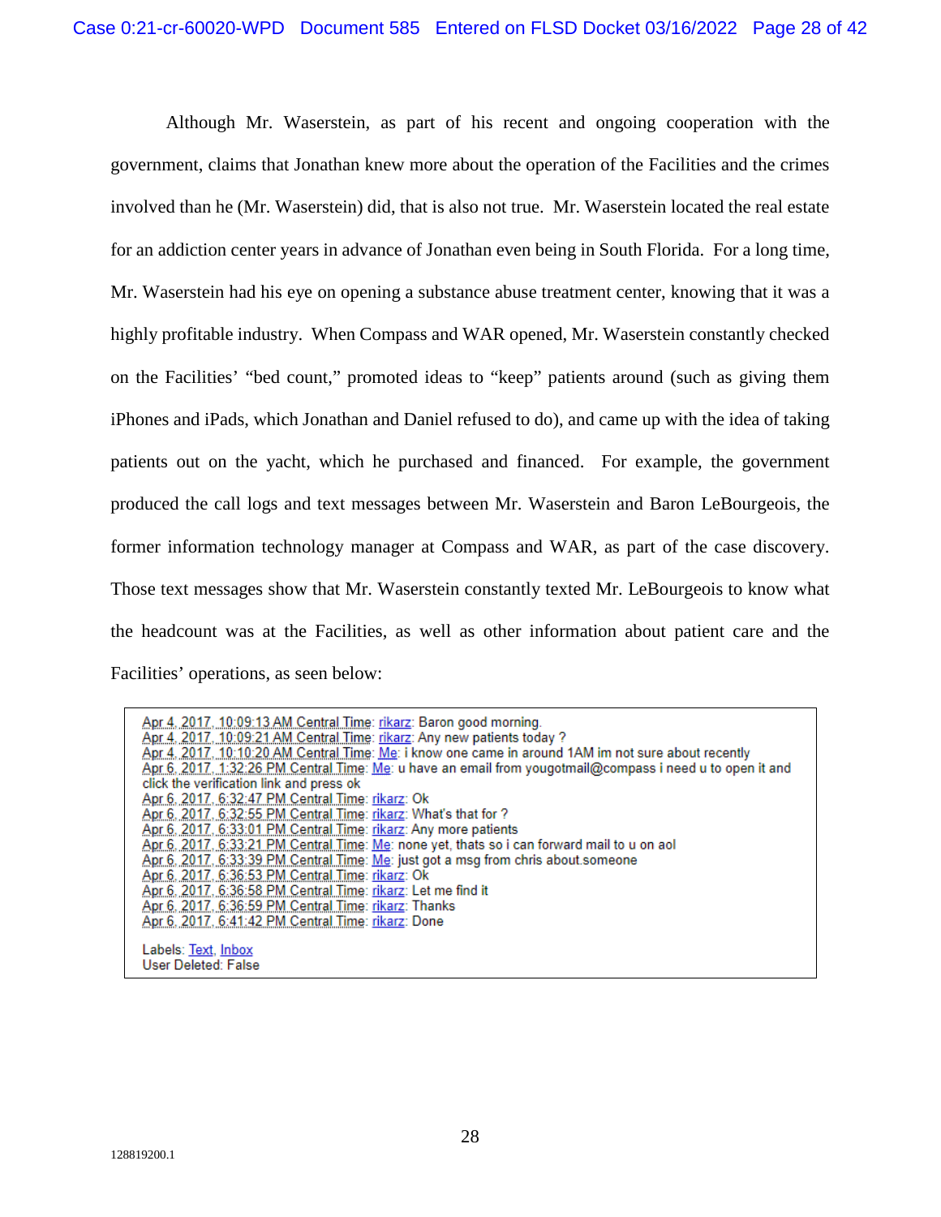Although Mr. Waserstein, as part of his recent and ongoing cooperation with the government, claims that Jonathan knew more about the operation of the Facilities and the crimes involved than he (Mr. Waserstein) did, that is also not true. Mr. Waserstein located the real estate for an addiction center years in advance of Jonathan even being in South Florida. For a long time, Mr. Waserstein had his eye on opening a substance abuse treatment center, knowing that it was a highly profitable industry. When Compass and WAR opened, Mr. Waserstein constantly checked on the Facilities' "bed count," promoted ideas to "keep" patients around (such as giving them iPhones and iPads, which Jonathan and Daniel refused to do), and came up with the idea of taking patients out on the yacht, which he purchased and financed. For example, the government produced the call logs and text messages between Mr. Waserstein and Baron LeBourgeois, the former information technology manager at Compass and WAR, as part of the case discovery. Those text messages show that Mr. Waserstein constantly texted Mr. LeBourgeois to know what the headcount was at the Facilities, as well as other information about patient care and the Facilities' operations, as seen below:

> Apr 4, 2017, 10:09:13 AM Central Time: rikarz: Baron good morning.
> Apr 4, 2017, 10:09:21 AM Central Time: rikarz: Any new patients today ?
> Apr 4, 2017, 10:10:20 AM Central Time: Me: i know one came in around 1AM im not sure about recently
> Apr 6, 2017, 1:32:26 PM Central Time: Me: u have an email from yougotmail@compass i need u to open it and click the verification link and press ok
> Apr 6, 2017, 6:32:47 PM Central Time: rikarz: Ok
> Apr 6, 2017, 6:32:55 PM Central Time: rikarz: What's that for ?
> Apr 6, 2017, 6:33:01 PM Central Time: rikarz: Any more patients
> Apr 6, 2017, 6:33:21 PM Central Time: Me: none yet, thats so i can forward mail to u on aol
> Apr 6, 2017, 6:33:39 PM Central Time: Me: just got a msg from chris about someone
> Apr 6, 2017, 6:36:53 PM Central Time: rikarz: Ok
> Apr 6, 2017, 6:36:58 PM Central Time: rikarz: Let me find it
> Apr 6, 2017, 6:36:59 PM Central Time: rikarz: Thanks
> Apr 6, 2017, 6:41:42 PM Central Time: rikarz: Done
>
> Labels: Text, Inbox
> User Deleted: False

128819200.1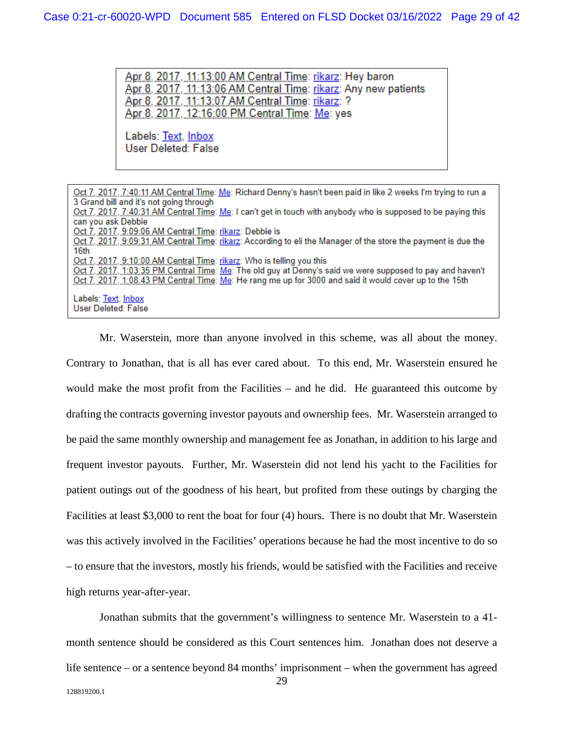Apr 8, 2017, 11:13:00 AM Central Time: rikarz: Hey baron
Apr 8, 2017, 11:13:06 AM Central Time: rikarz: Any new patients
Apr 8, 2017, 11:13:07 AM Central Time: rikarz: ?
Apr 8, 2017, 12:16:00 PM Central Time: Me: yes

Labels: Text, Inbox
User Deleted: False

Oct 7, 2017, 7:40:11 AM Central Time: Me: Richard Denny's hasn't been paid in like 2 weeks I'm trying to run a 3 Grand bill and it's not going through
Oct 7, 2017, 7:40:31 AM Central Time: Me: I can't get in touch with anybody who is supposed to be paying this can you ask Debbie
Oct 7, 2017, 9:09:06 AM Central Time: rikarz: Debbie is
Oct 7, 2017, 9:09:31 AM Central Time: rikarz: According to eli the Manager of the store the payment is due the 16th
Oct 7, 2017, 9:10:00 AM Central Time: rikarz: Who is telling you this
Oct 7, 2017, 1:03:35 PM Central Time: Me: The old guy at Denny's said we were supposed to pay and haven't
Oct 7, 2017, 1:08:43 PM Central Time: Me: He rang me up for 3000 and said it would cover up to the 15th

Labels: Text, Inbox
User Deleted: False

Mr. Waserstein, more than anyone involved in this scheme, was all about the money. Contrary to Jonathan, that is all has ever cared about. To this end, Mr. Waserstein ensured he would make the most profit from the Facilities – and he did. He guaranteed this outcome by drafting the contracts governing investor payouts and ownership fees. Mr. Waserstein arranged to be paid the same monthly ownership and management fee as Jonathan, in addition to his large and frequent investor payouts. Further, Mr. Waserstein did not lend his yacht to the Facilities for patient outings out of the goodness of his heart, but profited from these outings by charging the Facilities at least $3,000 to rent the boat for four (4) hours. There is no doubt that Mr. Waserstein was this actively involved in the Facilities' operations because he had the most incentive to do so – to ensure that the investors, mostly his friends, would be satisfied with the Facilities and receive high returns year-after-year.

Jonathan submits that the government's willingness to sentence Mr. Waserstein to a 41-month sentence should be considered as this Court sentences him. Jonathan does not deserve a life sentence – or a sentence beyond 84 months' imprisonment – when the government has agreed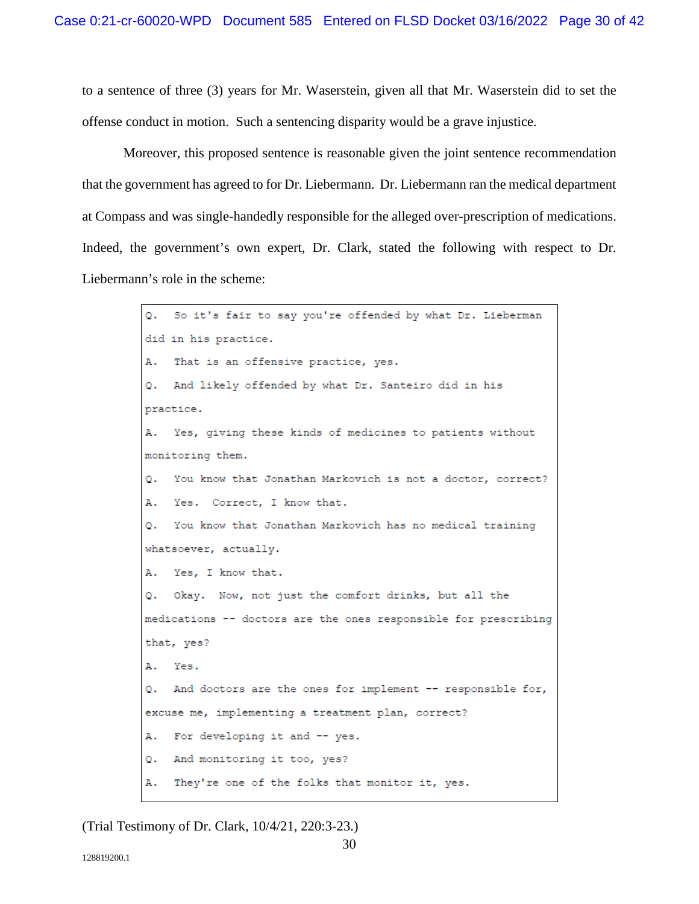to a sentence of three (3) years for Mr. Waserstein, given all that Mr. Waserstein did to set the offense conduct in motion. Such a sentencing disparity would be a grave injustice.

Moreover, this proposed sentence is reasonable given the joint sentence recommendation that the government has agreed to for Dr. Liebermann. Dr. Liebermann ran the medical department at Compass and was single-handedly responsible for the alleged over-prescription of medications. Indeed, the government's own expert, Dr. Clark, stated the following with respect to Dr. Liebermann's role in the scheme:

```
Q.  So it's fair to say you're offended by what Dr. Lieberman
did in his practice.
A.  That is an offensive practice, yes.
Q.  And likely offended by what Dr. Santeiro did in his
practice.
A.  Yes, giving these kinds of medicines to patients without
monitoring them.
Q.  You know that Jonathan Markovich is not a doctor, correct?
A.  Yes.  Correct, I know that.
Q.  You know that Jonathan Markovich has no medical training
whatsoever, actually.
A.  Yes, I know that.
Q.  Okay.  Now, not just the comfort drinks, but all the
medications -- doctors are the ones responsible for prescribing
that, yes?
A.  Yes.
Q.  And doctors are the ones for implement -- responsible for,
excuse me, implementing a treatment plan, correct?
A.  For developing it and -- yes.
Q.  And monitoring it too, yes?
A.  They're one of the folks that monitor it, yes.
```

(Trial Testimony of Dr. Clark, 10/4/21, 220:3-23.)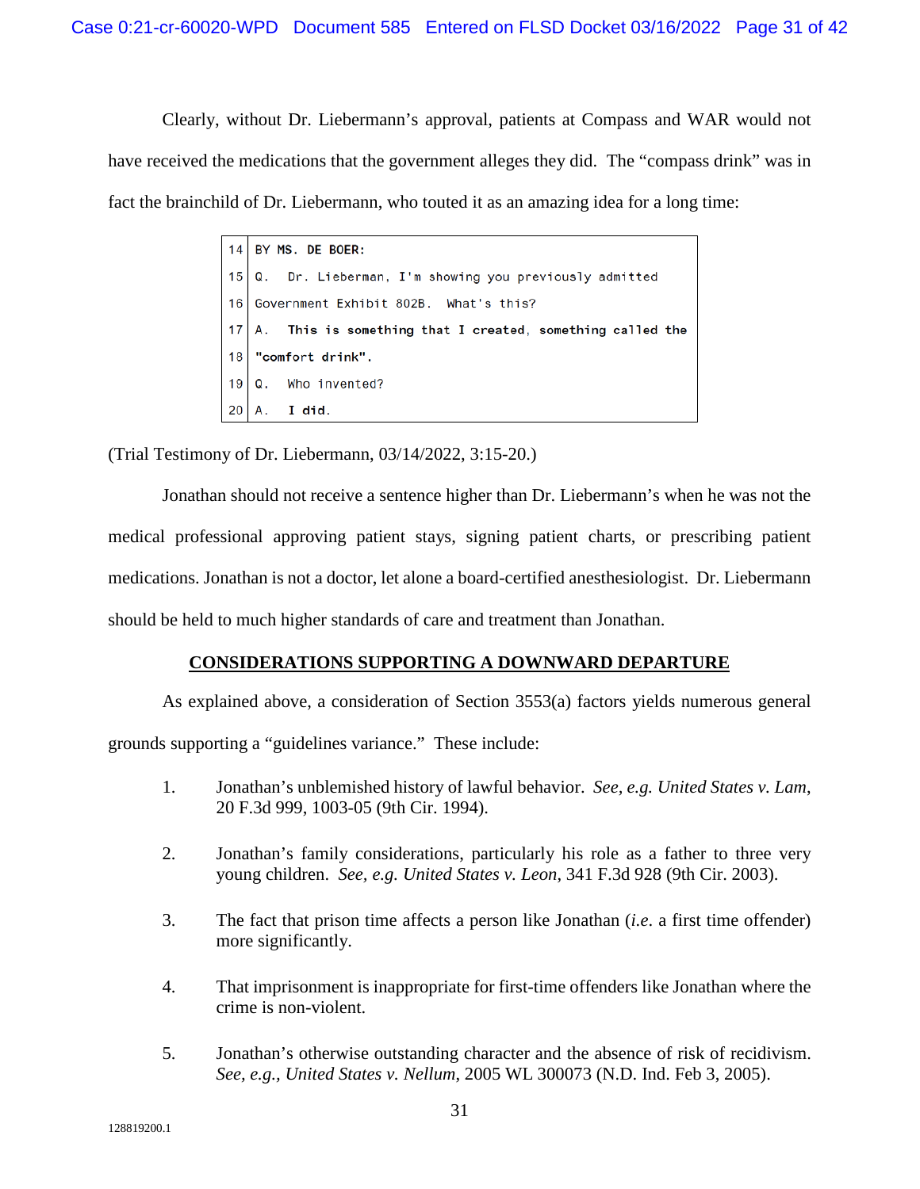Clearly, without Dr. Liebermann's approval, patients at Compass and WAR would not have received the medications that the government alleges they did. The "compass drink" was in fact the brainchild of Dr. Liebermann, who touted it as an amazing idea for a long time:

```
14  BY MS. DE BOER:
15  Q.   Dr. Lieberman, I'm showing you previously admitted
16  Government Exhibit 802B.  What's this?
17  A.   This is something that I created, something called the
18  "comfort drink".
19  Q.   Who invented?
20  A.   I did.
```

(Trial Testimony of Dr. Liebermann, 03/14/2022, 3:15-20.)

Jonathan should not receive a sentence higher than Dr. Liebermann's when he was not the medical professional approving patient stays, signing patient charts, or prescribing patient medications. Jonathan is not a doctor, let alone a board-certified anesthesiologist. Dr. Liebermann should be held to much higher standards of care and treatment than Jonathan.

## CONSIDERATIONS SUPPORTING A DOWNWARD DEPARTURE

As explained above, a consideration of Section 3553(a) factors yields numerous general grounds supporting a "guidelines variance." These include:

1. Jonathan's unblemished history of lawful behavior. *See, e.g. United States v. Lam*, 20 F.3d 999, 1003-05 (9th Cir. 1994).

2. Jonathan's family considerations, particularly his role as a father to three very young children. *See, e.g. United States v. Leon*, 341 F.3d 928 (9th Cir. 2003).

3. The fact that prison time affects a person like Jonathan (*i.e.* a first time offender) more significantly.

4. That imprisonment is inappropriate for first-time offenders like Jonathan where the crime is non-violent.

5. Jonathan's otherwise outstanding character and the absence of risk of recidivism. *See, e.g., United States v. Nellum*, 2005 WL 300073 (N.D. Ind. Feb 3, 2005).

128819200.1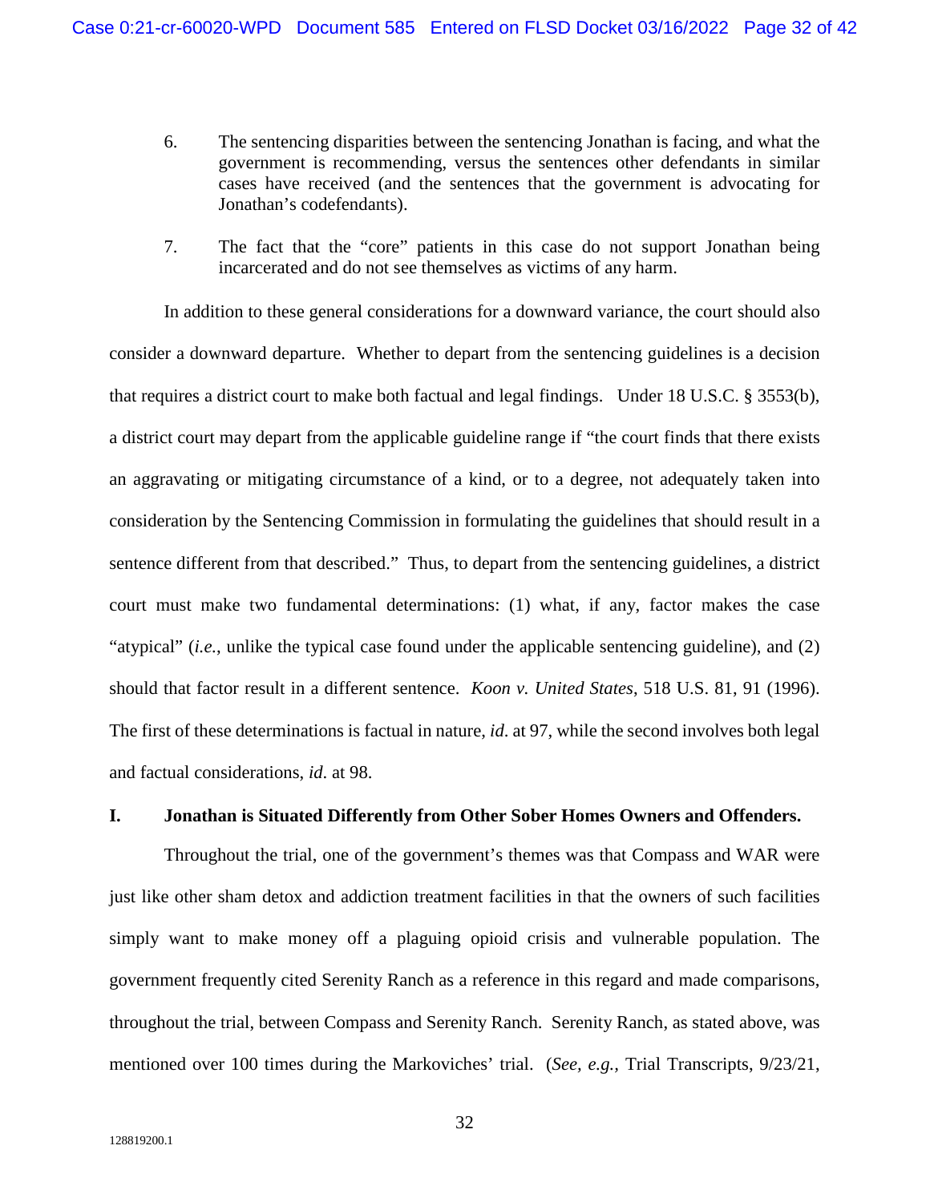6. The sentencing disparities between the sentencing Jonathan is facing, and what the government is recommending, versus the sentences other defendants in similar cases have received (and the sentences that the government is advocating for Jonathan's codefendants).

7. The fact that the "core" patients in this case do not support Jonathan being incarcerated and do not see themselves as victims of any harm.

In addition to these general considerations for a downward variance, the court should also consider a downward departure. Whether to depart from the sentencing guidelines is a decision that requires a district court to make both factual and legal findings. Under 18 U.S.C. § 3553(b), a district court may depart from the applicable guideline range if "the court finds that there exists an aggravating or mitigating circumstance of a kind, or to a degree, not adequately taken into consideration by the Sentencing Commission in formulating the guidelines that should result in a sentence different from that described." Thus, to depart from the sentencing guidelines, a district court must make two fundamental determinations: (1) what, if any, factor makes the case "atypical" (*i.e.*, unlike the typical case found under the applicable sentencing guideline), and (2) should that factor result in a different sentence. *Koon v. United States*, 518 U.S. 81, 91 (1996). The first of these determinations is factual in nature, *id*. at 97, while the second involves both legal and factual considerations, *id*. at 98.

## I. Jonathan is Situated Differently from Other Sober Homes Owners and Offenders.

Throughout the trial, one of the government's themes was that Compass and WAR were just like other sham detox and addiction treatment facilities in that the owners of such facilities simply want to make money off a plaguing opioid crisis and vulnerable population. The government frequently cited Serenity Ranch as a reference in this regard and made comparisons, throughout the trial, between Compass and Serenity Ranch. Serenity Ranch, as stated above, was mentioned over 100 times during the Markoviches' trial. (*See, e.g.*, Trial Transcripts, 9/23/21,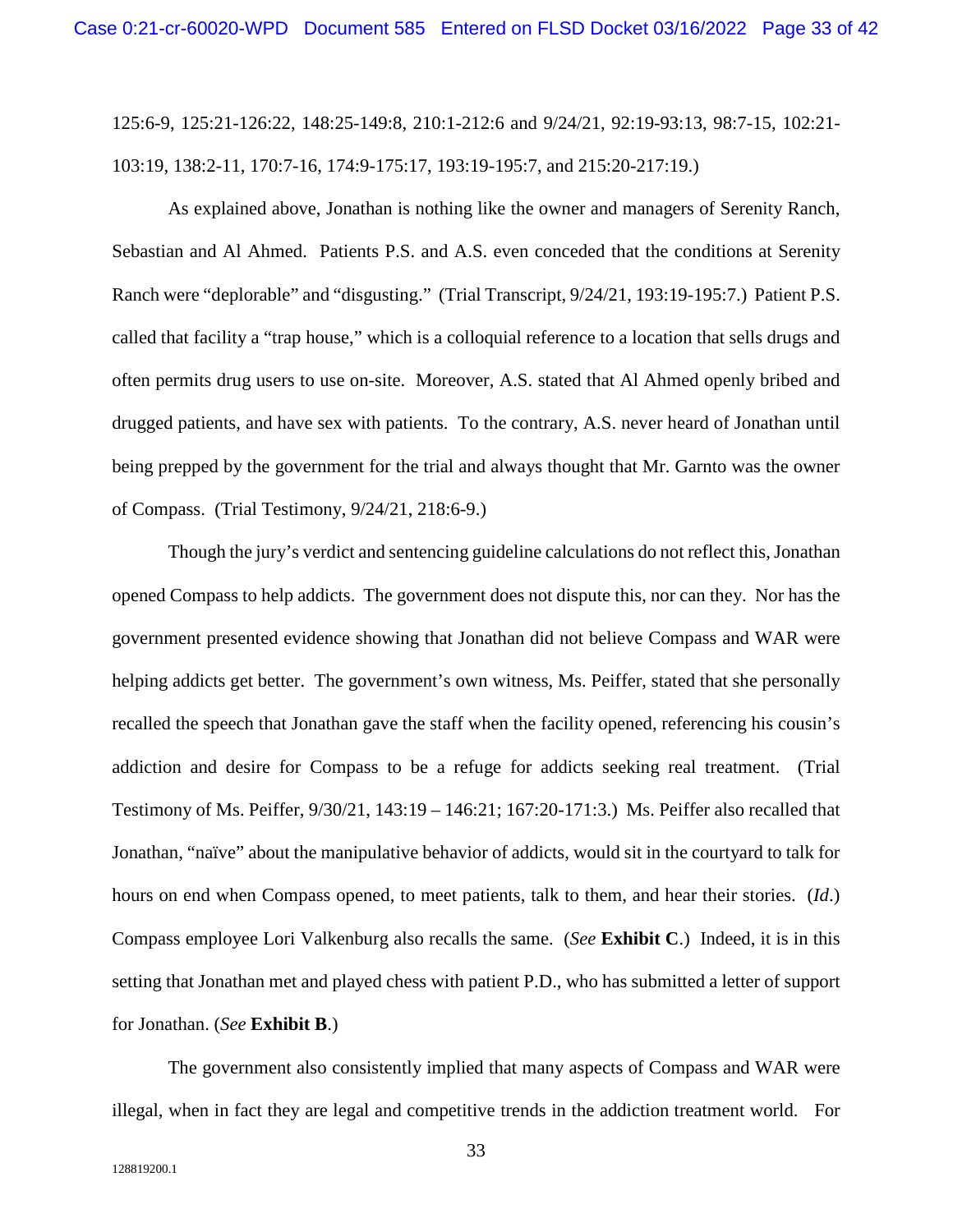125:6-9, 125:21-126:22, 148:25-149:8, 210:1-212:6 and 9/24/21, 92:19-93:13, 98:7-15, 102:21-103:19, 138:2-11, 170:7-16, 174:9-175:17, 193:19-195:7, and 215:20-217:19.)

As explained above, Jonathan is nothing like the owner and managers of Serenity Ranch, Sebastian and Al Ahmed. Patients P.S. and A.S. even conceded that the conditions at Serenity Ranch were "deplorable" and "disgusting." (Trial Transcript, 9/24/21, 193:19-195:7.) Patient P.S. called that facility a "trap house," which is a colloquial reference to a location that sells drugs and often permits drug users to use on-site. Moreover, A.S. stated that Al Ahmed openly bribed and drugged patients, and have sex with patients. To the contrary, A.S. never heard of Jonathan until being prepped by the government for the trial and always thought that Mr. Garnto was the owner of Compass. (Trial Testimony, 9/24/21, 218:6-9.)

Though the jury's verdict and sentencing guideline calculations do not reflect this, Jonathan opened Compass to help addicts. The government does not dispute this, nor can they. Nor has the government presented evidence showing that Jonathan did not believe Compass and WAR were helping addicts get better. The government's own witness, Ms. Peiffer, stated that she personally recalled the speech that Jonathan gave the staff when the facility opened, referencing his cousin's addiction and desire for Compass to be a refuge for addicts seeking real treatment. (Trial Testimony of Ms. Peiffer, 9/30/21, 143:19 – 146:21; 167:20-171:3.) Ms. Peiffer also recalled that Jonathan, "naïve" about the manipulative behavior of addicts, would sit in the courtyard to talk for hours on end when Compass opened, to meet patients, talk to them, and hear their stories. (*Id*.) Compass employee Lori Valkenburg also recalls the same. (*See* **Exhibit C**.) Indeed, it is in this setting that Jonathan met and played chess with patient P.D., who has submitted a letter of support for Jonathan. (*See* **Exhibit B**.)

The government also consistently implied that many aspects of Compass and WAR were illegal, when in fact they are legal and competitive trends in the addiction treatment world. For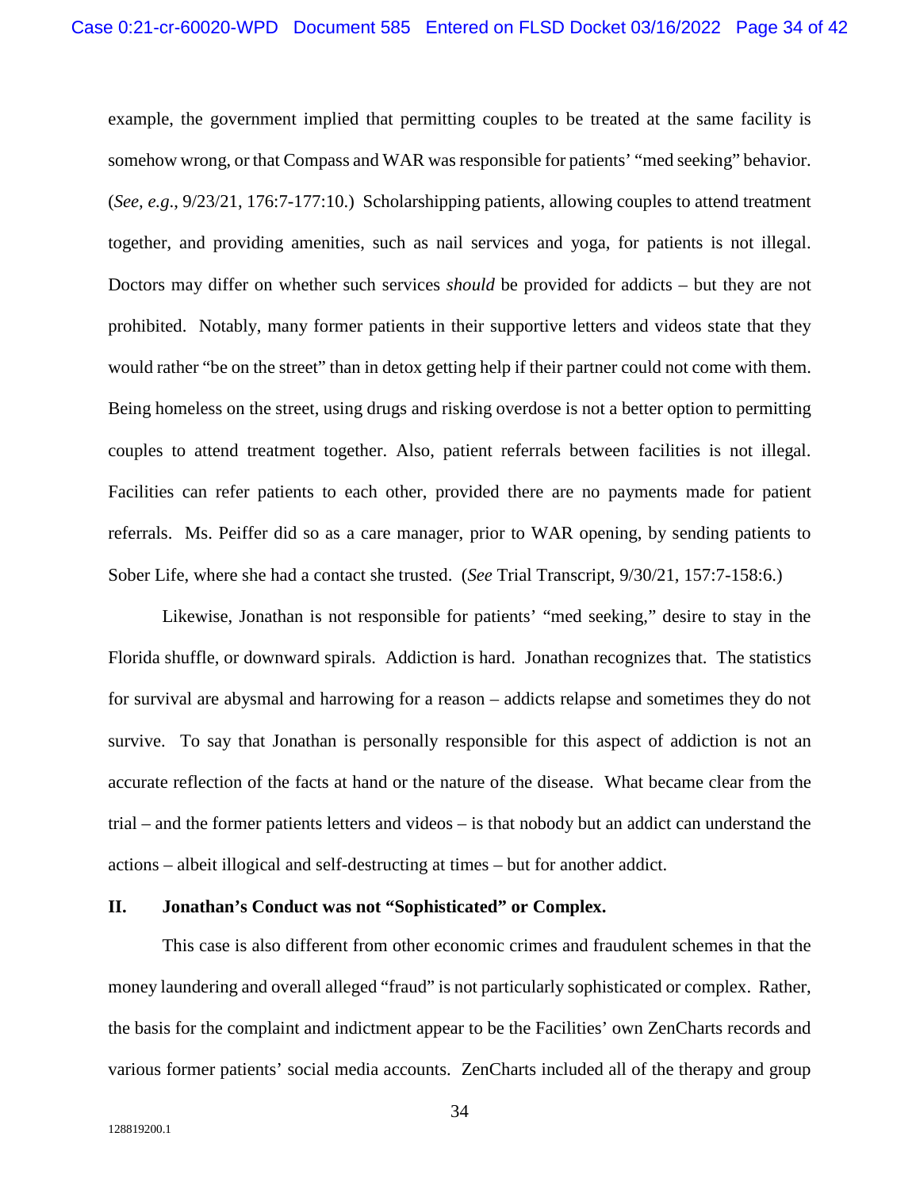example, the government implied that permitting couples to be treated at the same facility is somehow wrong, or that Compass and WAR was responsible for patients' "med seeking" behavior. (*See, e.g.*, 9/23/21, 176:7-177:10.) Scholarshipping patients, allowing couples to attend treatment together, and providing amenities, such as nail services and yoga, for patients is not illegal. Doctors may differ on whether such services *should* be provided for addicts – but they are not prohibited. Notably, many former patients in their supportive letters and videos state that they would rather "be on the street" than in detox getting help if their partner could not come with them. Being homeless on the street, using drugs and risking overdose is not a better option to permitting couples to attend treatment together. Also, patient referrals between facilities is not illegal. Facilities can refer patients to each other, provided there are no payments made for patient referrals. Ms. Peiffer did so as a care manager, prior to WAR opening, by sending patients to Sober Life, where she had a contact she trusted. (*See* Trial Transcript, 9/30/21, 157:7-158:6.)

Likewise, Jonathan is not responsible for patients' "med seeking," desire to stay in the Florida shuffle, or downward spirals. Addiction is hard. Jonathan recognizes that. The statistics for survival are abysmal and harrowing for a reason – addicts relapse and sometimes they do not survive. To say that Jonathan is personally responsible for this aspect of addiction is not an accurate reflection of the facts at hand or the nature of the disease. What became clear from the trial – and the former patients letters and videos – is that nobody but an addict can understand the actions – albeit illogical and self-destructing at times – but for another addict.

## II. Jonathan's Conduct was not "Sophisticated" or Complex.

This case is also different from other economic crimes and fraudulent schemes in that the money laundering and overall alleged "fraud" is not particularly sophisticated or complex. Rather, the basis for the complaint and indictment appear to be the Facilities' own ZenCharts records and various former patients' social media accounts. ZenCharts included all of the therapy and group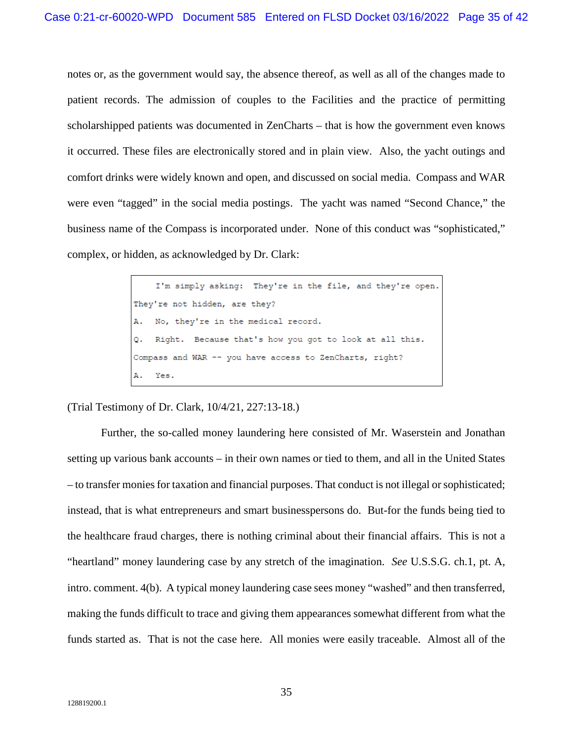notes or, as the government would say, the absence thereof, as well as all of the changes made to patient records. The admission of couples to the Facilities and the practice of permitting scholarshipped patients was documented in ZenCharts – that is how the government even knows it occurred. These files are electronically stored and in plain view. Also, the yacht outings and comfort drinks were widely known and open, and discussed on social media. Compass and WAR were even "tagged" in the social media postings. The yacht was named "Second Chance," the business name of the Compass is incorporated under. None of this conduct was "sophisticated," complex, or hidden, as acknowledged by Dr. Clark:

```
    I'm simply asking:  They're in the file, and they're open.
They're not hidden, are they?
A.  No, they're in the medical record.
Q.  Right.  Because that's how you got to look at all this.
Compass and WAR -- you have access to ZenCharts, right?
A.  Yes.
```

(Trial Testimony of Dr. Clark, 10/4/21, 227:13-18.)

Further, the so-called money laundering here consisted of Mr. Waserstein and Jonathan setting up various bank accounts – in their own names or tied to them, and all in the United States – to transfer monies for taxation and financial purposes. That conduct is not illegal or sophisticated; instead, that is what entrepreneurs and smart businesspersons do. But-for the funds being tied to the healthcare fraud charges, there is nothing criminal about their financial affairs. This is not a "heartland" money laundering case by any stretch of the imagination. *See* U.S.S.G. ch.1, pt. A, intro. comment. 4(b). A typical money laundering case sees money "washed" and then transferred, making the funds difficult to trace and giving them appearances somewhat different from what the funds started as. That is not the case here. All monies were easily traceable. Almost all of the

128819200.1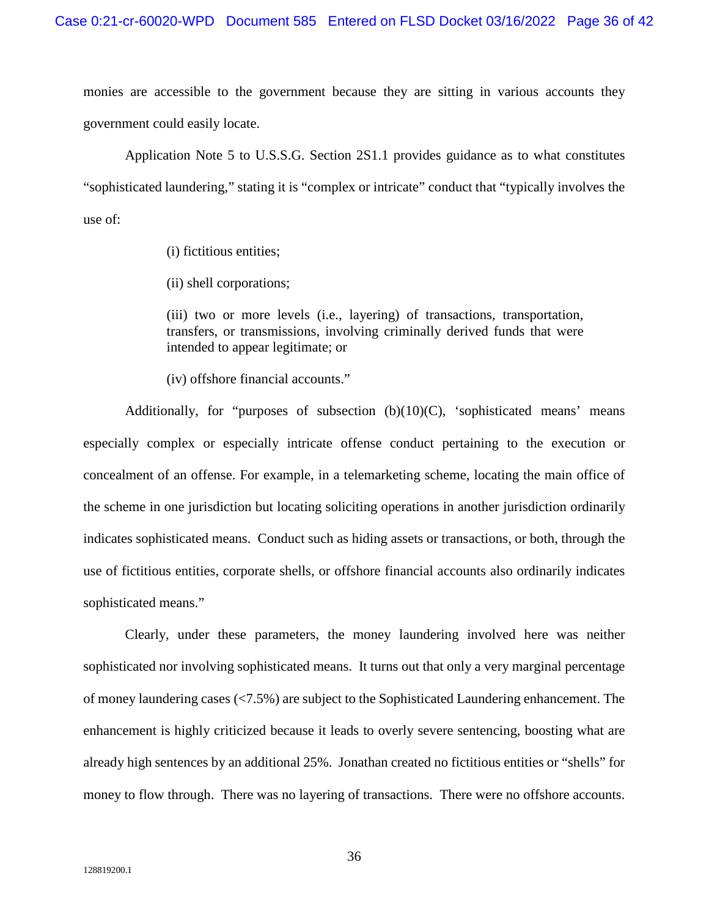monies are accessible to the government because they are sitting in various accounts they government could easily locate.

Application Note 5 to U.S.S.G. Section 2S1.1 provides guidance as to what constitutes "sophisticated laundering," stating it is "complex or intricate" conduct that "typically involves the use of:

> (i) fictitious entities;
>
> (ii) shell corporations;
>
> (iii) two or more levels (i.e., layering) of transactions, transportation, transfers, or transmissions, involving criminally derived funds that were intended to appear legitimate; or
>
> (iv) offshore financial accounts."

Additionally, for "purposes of subsection (b)(10)(C), 'sophisticated means' means especially complex or especially intricate offense conduct pertaining to the execution or concealment of an offense. For example, in a telemarketing scheme, locating the main office of the scheme in one jurisdiction but locating soliciting operations in another jurisdiction ordinarily indicates sophisticated means. Conduct such as hiding assets or transactions, or both, through the use of fictitious entities, corporate shells, or offshore financial accounts also ordinarily indicates sophisticated means."

Clearly, under these parameters, the money laundering involved here was neither sophisticated nor involving sophisticated means. It turns out that only a very marginal percentage of money laundering cases (<7.5%) are subject to the Sophisticated Laundering enhancement. The enhancement is highly criticized because it leads to overly severe sentencing, boosting what are already high sentences by an additional 25%. Jonathan created no fictitious entities or "shells" for money to flow through. There was no layering of transactions. There were no offshore accounts.

128819200.1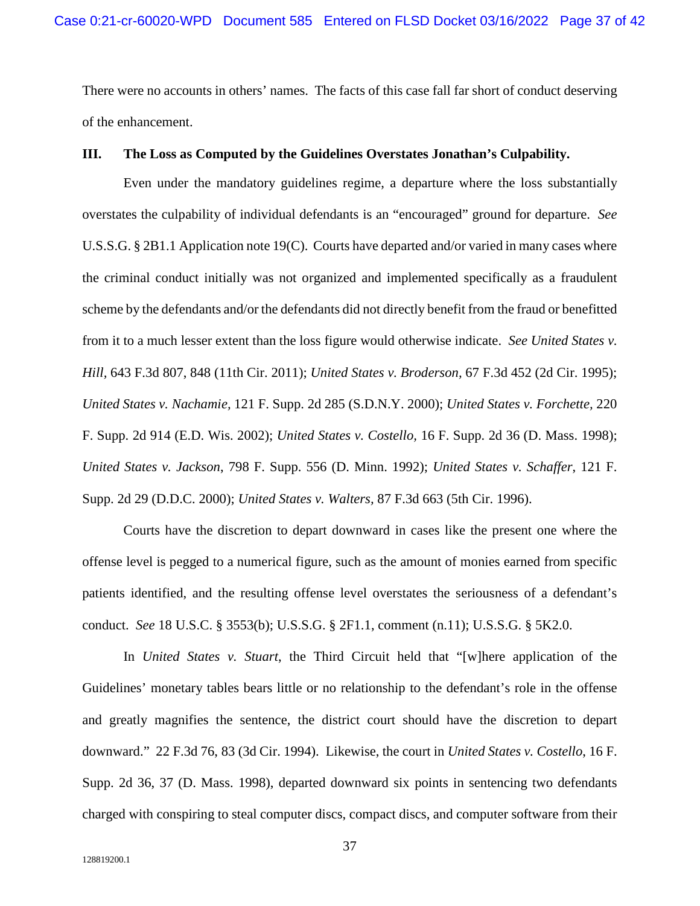There were no accounts in others' names. The facts of this case fall far short of conduct deserving of the enhancement.

### III. The Loss as Computed by the Guidelines Overstates Jonathan's Culpability.

Even under the mandatory guidelines regime, a departure where the loss substantially overstates the culpability of individual defendants is an "encouraged" ground for departure. *See* U.S.S.G. § 2B1.1 Application note 19(C). Courts have departed and/or varied in many cases where the criminal conduct initially was not organized and implemented specifically as a fraudulent scheme by the defendants and/or the defendants did not directly benefit from the fraud or benefitted from it to a much lesser extent than the loss figure would otherwise indicate. *See United States v. Hill,* 643 F.3d 807, 848 (11th Cir. 2011); *United States v. Broderson,* 67 F.3d 452 (2d Cir. 1995); *United States v. Nachamie,* 121 F. Supp. 2d 285 (S.D.N.Y. 2000); *United States v. Forchette,* 220 F. Supp. 2d 914 (E.D. Wis. 2002); *United States v. Costello,* 16 F. Supp. 2d 36 (D. Mass. 1998); *United States v. Jackson*, 798 F. Supp. 556 (D. Minn. 1992); *United States v. Schaffer*, 121 F. Supp. 2d 29 (D.D.C. 2000); *United States v. Walters,* 87 F.3d 663 (5th Cir. 1996).

Courts have the discretion to depart downward in cases like the present one where the offense level is pegged to a numerical figure, such as the amount of monies earned from specific patients identified, and the resulting offense level overstates the seriousness of a defendant's conduct. *See* 18 U.S.C. § 3553(b); U.S.S.G. § 2F1.1, comment (n.11); U.S.S.G. § 5K2.0.

In *United States v. Stuart*, the Third Circuit held that "[w]here application of the Guidelines' monetary tables bears little or no relationship to the defendant's role in the offense and greatly magnifies the sentence, the district court should have the discretion to depart downward." 22 F.3d 76, 83 (3d Cir. 1994). Likewise, the court in *United States v. Costello*, 16 F. Supp. 2d 36, 37 (D. Mass. 1998), departed downward six points in sentencing two defendants charged with conspiring to steal computer discs, compact discs, and computer software from their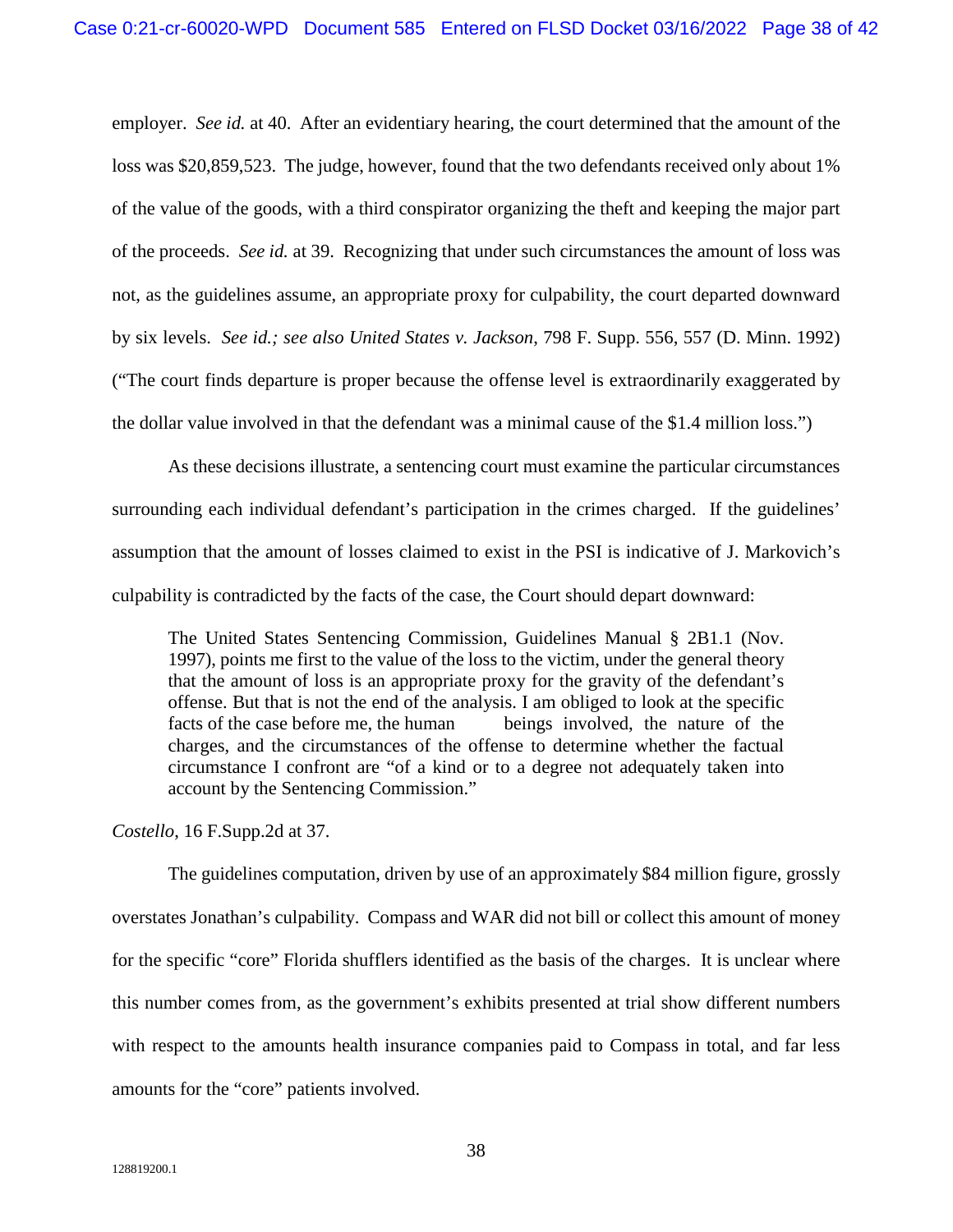employer. *See id.* at 40. After an evidentiary hearing, the court determined that the amount of the loss was $20,859,523. The judge, however, found that the two defendants received only about 1% of the value of the goods, with a third conspirator organizing the theft and keeping the major part of the proceeds. *See id.* at 39. Recognizing that under such circumstances the amount of loss was not, as the guidelines assume, an appropriate proxy for culpability, the court departed downward by six levels. *See id.; see also United States v. Jackson*, 798 F. Supp. 556, 557 (D. Minn. 1992) ("The court finds departure is proper because the offense level is extraordinarily exaggerated by the dollar value involved in that the defendant was a minimal cause of the $1.4 million loss.")

As these decisions illustrate, a sentencing court must examine the particular circumstances surrounding each individual defendant's participation in the crimes charged. If the guidelines' assumption that the amount of losses claimed to exist in the PSI is indicative of J. Markovich's culpability is contradicted by the facts of the case, the Court should depart downward:

> The United States Sentencing Commission, Guidelines Manual § 2B1.1 (Nov. 1997), points me first to the value of the loss to the victim, under the general theory that the amount of loss is an appropriate proxy for the gravity of the defendant's offense. But that is not the end of the analysis. I am obliged to look at the specific facts of the case before me, the human beings involved, the nature of the charges, and the circumstances of the offense to determine whether the factual circumstance I confront are "of a kind or to a degree not adequately taken into account by the Sentencing Commission."

*Costello*, 16 F.Supp.2d at 37.

The guidelines computation, driven by use of an approximately $84 million figure, grossly overstates Jonathan's culpability. Compass and WAR did not bill or collect this amount of money for the specific "core" Florida shufflers identified as the basis of the charges. It is unclear where this number comes from, as the government's exhibits presented at trial show different numbers with respect to the amounts health insurance companies paid to Compass in total, and far less amounts for the "core" patients involved.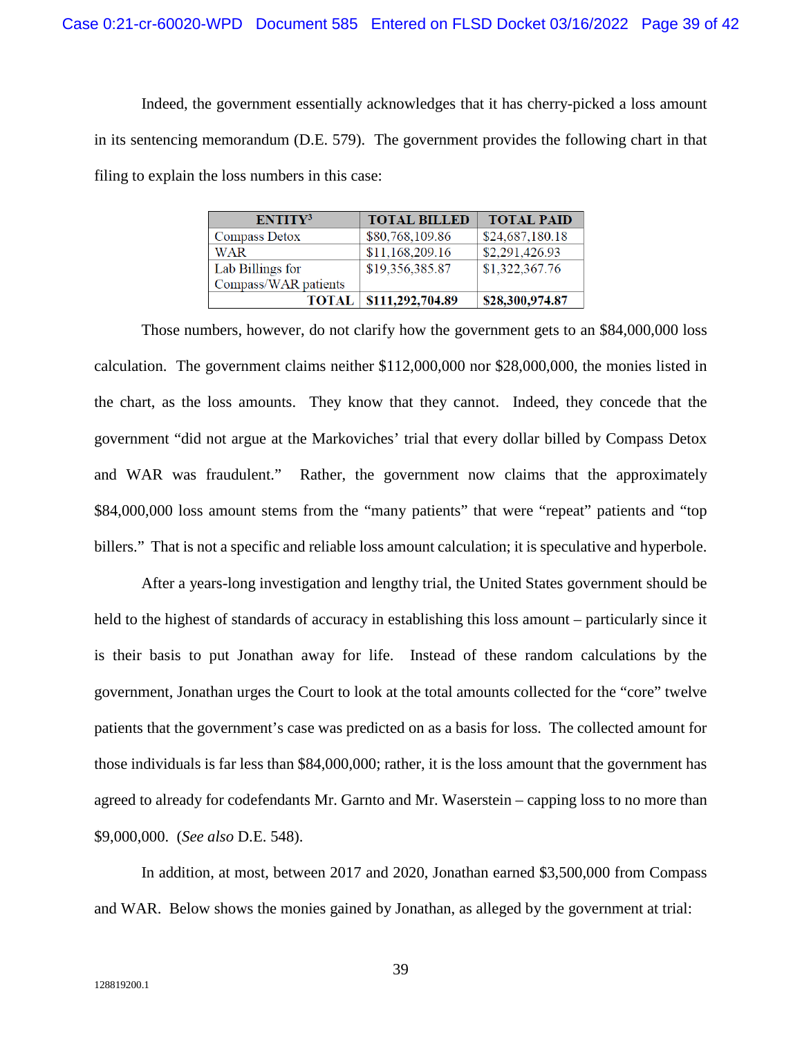Indeed, the government essentially acknowledges that it has cherry-picked a loss amount in its sentencing memorandum (D.E. 579). The government provides the following chart in that filing to explain the loss numbers in this case:

| ENTITY[3] | TOTAL BILLED | TOTAL PAID |
|---|---|---|
| Compass Detox | $80,768,109.86 | $24,687,180.18 |
| WAR | $11,168,209.16 | $2,291,426.93 |
| Lab Billings for Compass/WAR patients | $19,356,385.87 | $1,322,367.76 |
| **TOTAL** | **$111,292,704.89** | **$28,300,974.87** |

Those numbers, however, do not clarify how the government gets to an $84,000,000 loss calculation. The government claims neither $112,000,000 nor $28,000,000, the monies listed in the chart, as the loss amounts. They know that they cannot. Indeed, they concede that the government "did not argue at the Markoviches' trial that every dollar billed by Compass Detox and WAR was fraudulent." Rather, the government now claims that the approximately $84,000,000 loss amount stems from the "many patients" that were "repeat" patients and "top billers." That is not a specific and reliable loss amount calculation; it is speculative and hyperbole.

After a years-long investigation and lengthy trial, the United States government should be held to the highest of standards of accuracy in establishing this loss amount – particularly since it is their basis to put Jonathan away for life. Instead of these random calculations by the government, Jonathan urges the Court to look at the total amounts collected for the "core" twelve patients that the government's case was predicted on as a basis for loss. The collected amount for those individuals is far less than $84,000,000; rather, it is the loss amount that the government has agreed to already for codefendants Mr. Garnto and Mr. Waserstein – capping loss to no more than $9,000,000. (*See also* D.E. 548).

In addition, at most, between 2017 and 2020, Jonathan earned $3,500,000 from Compass and WAR. Below shows the monies gained by Jonathan, as alleged by the government at trial: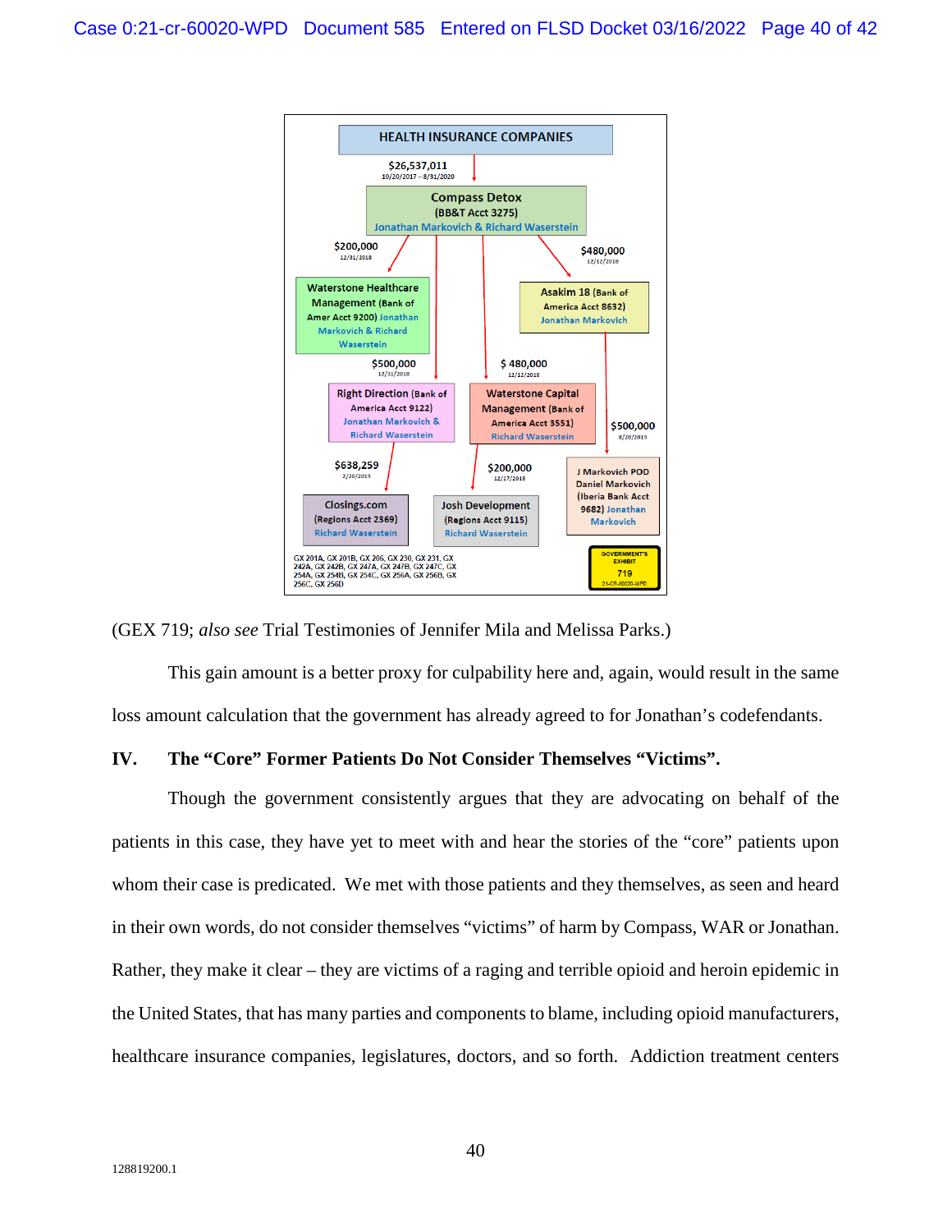HEALTH INSURANCE COMPANIES

$26,537,011
10/20/2017 – 8/31/2020

Compass Detox
(BB&T Acct 3275)
Jonathan Markovich & Richard Waserstein

$200,000
12/31/2018

Waterstone Healthcare Management (Bank of Amer Acct 9200) Jonathan Markovich & Richard Waserstein

$480,000
12/12/2018

Asakim 18 (Bank of America Acct 8632)
Jonathan Markovich

$500,000
12/31/2018

Right Direction (Bank of America Acct 9122)
Jonathan Markovich & Richard Waserstein

$ 480,000
12/12/2018

Waterstone Capital Management (Bank of America Acct 3551)
Richard Waserstein

$500,000
8/28/2019

J Markovich POD Daniel Markovich (Iberia Bank Acct 9682) Jonathan Markovich

$638,259
2/28/2019

Closings.com
(Regions Acct 2369)
Richard Waserstein

$200,000
12/17/2018

Josh Development
(Regions Acct 9115)
Richard Waserstein

GX 201A, GX 201B, GX 206, GX 230, GX 231, GX 242A, GX 242B, GX 247A, GX 247B, GX 247C, GX 254A, GX 254B, GX 254C, GX 256A, GX 256B, GX 256C, GX 256D

GOVERNMENT'S EXHIBIT 719 21-CR-60020-WPD

(GEX 719; *also see* Trial Testimonies of Jennifer Mila and Melissa Parks.)

This gain amount is a better proxy for culpability here and, again, would result in the same loss amount calculation that the government has already agreed to for Jonathan's codefendants.

## IV. The "Core" Former Patients Do Not Consider Themselves "Victims".

Though the government consistently argues that they are advocating on behalf of the patients in this case, they have yet to meet with and hear the stories of the "core" patients upon whom their case is predicated. We met with those patients and they themselves, as seen and heard in their own words, do not consider themselves "victims" of harm by Compass, WAR or Jonathan. Rather, they make it clear – they are victims of a raging and terrible opioid and heroin epidemic in the United States, that has many parties and components to blame, including opioid manufacturers, healthcare insurance companies, legislatures, doctors, and so forth. Addiction treatment centers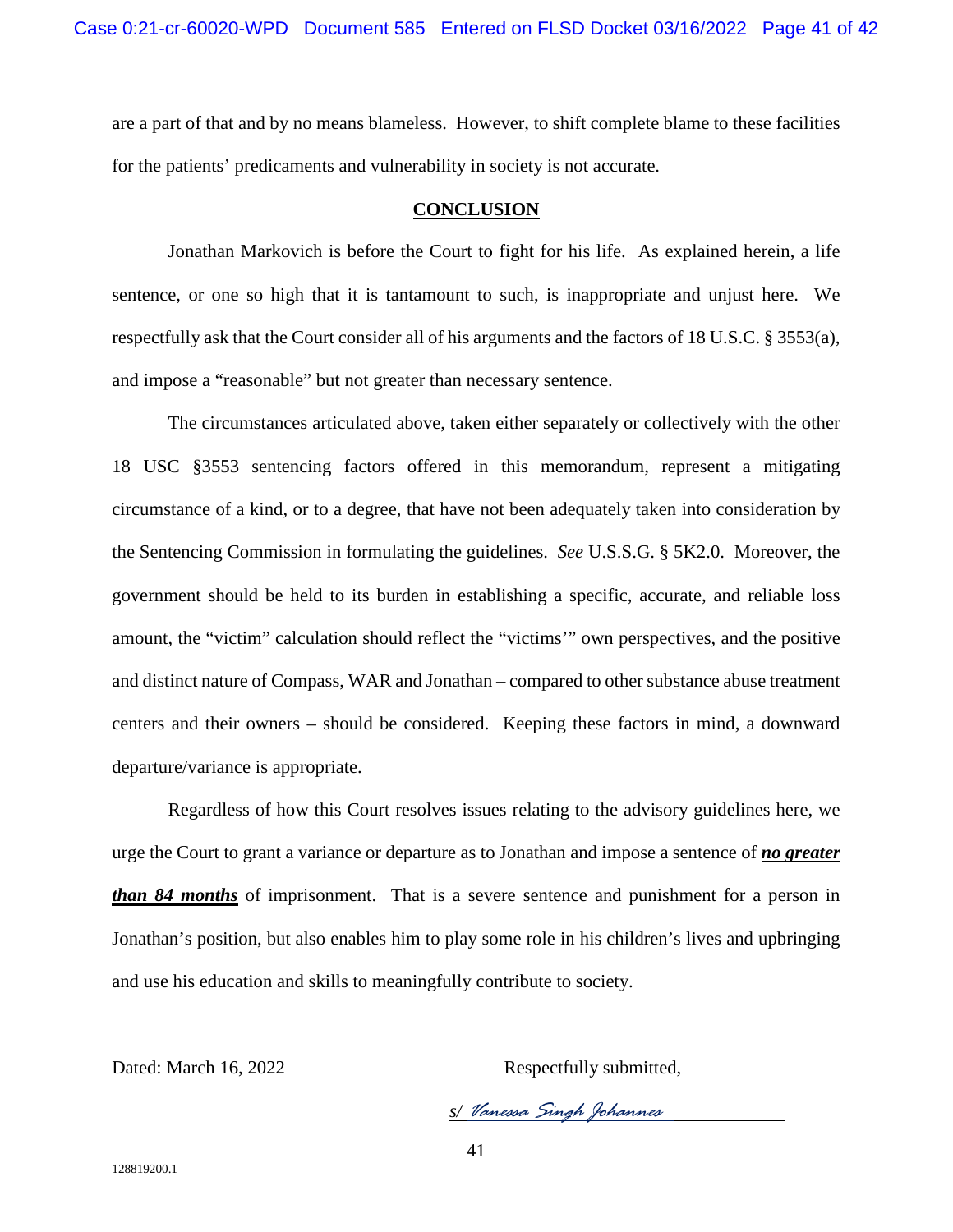are a part of that and by no means blameless. However, to shift complete blame to these facilities for the patients' predicaments and vulnerability in society is not accurate.

## **CONCLUSION**

Jonathan Markovich is before the Court to fight for his life. As explained herein, a life sentence, or one so high that it is tantamount to such, is inappropriate and unjust here. We respectfully ask that the Court consider all of his arguments and the factors of 18 U.S.C. § 3553(a), and impose a "reasonable" but not greater than necessary sentence.

The circumstances articulated above, taken either separately or collectively with the other 18 USC §3553 sentencing factors offered in this memorandum, represent a mitigating circumstance of a kind, or to a degree, that have not been adequately taken into consideration by the Sentencing Commission in formulating the guidelines. *See* U.S.S.G. § 5K2.0. Moreover, the government should be held to its burden in establishing a specific, accurate, and reliable loss amount, the "victim" calculation should reflect the "victims'" own perspectives, and the positive and distinct nature of Compass, WAR and Jonathan – compared to other substance abuse treatment centers and their owners – should be considered. Keeping these factors in mind, a downward departure/variance is appropriate.

Regardless of how this Court resolves issues relating to the advisory guidelines here, we urge the Court to grant a variance or departure as to Jonathan and impose a sentence of ***<u>no greater than 84 months</u>*** of imprisonment. That is a severe sentence and punishment for a person in Jonathan's position, but also enables him to play some role in his children's lives and upbringing and use his education and skills to meaningfully contribute to society.

Dated: March 16, 2022

Respectfully submitted,

s/ *Vanessa Singh Johannes*

128819200.1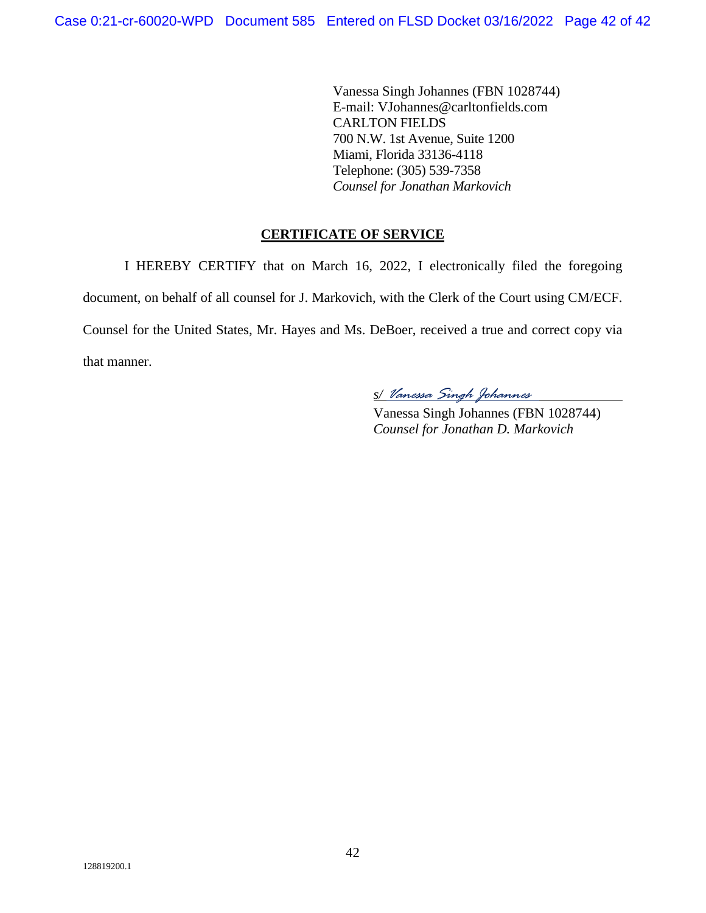Vanessa Singh Johannes (FBN 1028744)
E-mail: VJohannes@carltonfields.com
CARLTON FIELDS
700 N.W. 1st Avenue, Suite 1200
Miami, Florida 33136-4118
Telephone: (305) 539-7358
*Counsel for Jonathan Markovich*

## CERTIFICATE OF SERVICE

I HEREBY CERTIFY that on March 16, 2022, I electronically filed the foregoing document, on behalf of all counsel for J. Markovich, with the Clerk of the Court using CM/ECF. Counsel for the United States, Mr. Hayes and Ms. DeBoer, received a true and correct copy via that manner.

s/ *Vanessa Singh Johannes*
Vanessa Singh Johannes (FBN 1028744)
*Counsel for Jonathan D. Markovich*

128819200.1